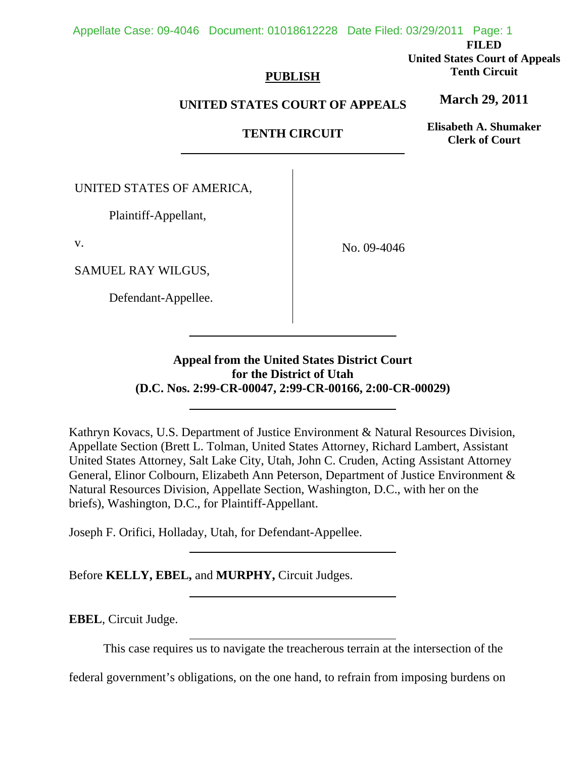FILED
United States Court of Appeals
Tenth Circuit

March 29, 2011

Elisabeth A. Shumaker
Clerk of Court

**PUBLISH**

**UNITED STATES COURT OF APPEALS**

**TENTH CIRCUIT**

UNITED STATES OF AMERICA,

Plaintiff-Appellant,

v.

SAMUEL RAY WILGUS,

Defendant-Appellee.

No. 09-4046

**Appeal from the United States District Court for the District of Utah (D.C. Nos. 2:99-CR-00047, 2:99-CR-00166, 2:00-CR-00029)**

Kathryn Kovacs, U.S. Department of Justice Environment & Natural Resources Division, Appellate Section (Brett L. Tolman, United States Attorney, Richard Lambert, Assistant United States Attorney, Salt Lake City, Utah, John C. Cruden, Acting Assistant Attorney General, Elinor Colbourn, Elizabeth Ann Peterson, Department of Justice Environment & Natural Resources Division, Appellate Section, Washington, D.C., with her on the briefs), Washington, D.C., for Plaintiff-Appellant.

Joseph F. Orifici, Holladay, Utah, for Defendant-Appellee.

Before **KELLY, EBEL,** and **MURPHY,** Circuit Judges.

**EBEL**, Circuit Judge.

This case requires us to navigate the treacherous terrain at the intersection of the federal government's obligations, on the one hand, to refrain from imposing burdens on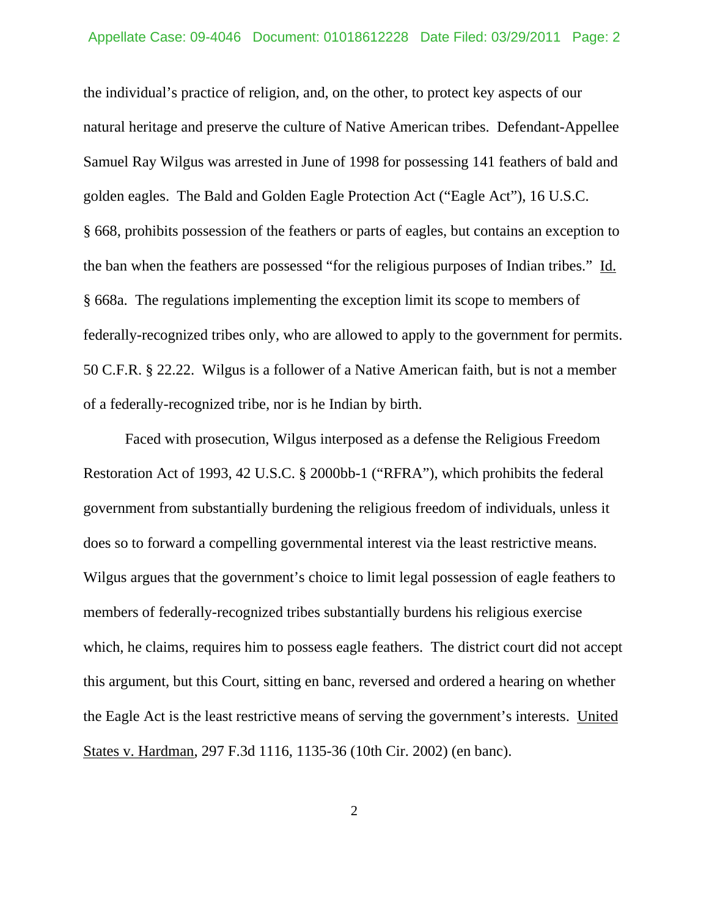the individual's practice of religion, and, on the other, to protect key aspects of our natural heritage and preserve the culture of Native American tribes. Defendant-Appellee Samuel Ray Wilgus was arrested in June of 1998 for possessing 141 feathers of bald and golden eagles. The Bald and Golden Eagle Protection Act ("Eagle Act"), 16 U.S.C. § 668, prohibits possession of the feathers or parts of eagles, but contains an exception to the ban when the feathers are possessed "for the religious purposes of Indian tribes." Id. § 668a. The regulations implementing the exception limit its scope to members of federally-recognized tribes only, who are allowed to apply to the government for permits. 50 C.F.R. § 22.22. Wilgus is a follower of a Native American faith, but is not a member of a federally-recognized tribe, nor is he Indian by birth.

Faced with prosecution, Wilgus interposed as a defense the Religious Freedom Restoration Act of 1993, 42 U.S.C. § 2000bb-1 ("RFRA"), which prohibits the federal government from substantially burdening the religious freedom of individuals, unless it does so to forward a compelling governmental interest via the least restrictive means. Wilgus argues that the government's choice to limit legal possession of eagle feathers to members of federally-recognized tribes substantially burdens his religious exercise which, he claims, requires him to possess eagle feathers. The district court did not accept this argument, but this Court, sitting en banc, reversed and ordered a hearing on whether the Eagle Act is the least restrictive means of serving the government's interests. United States v. Hardman, 297 F.3d 1116, 1135-36 (10th Cir. 2002) (en banc).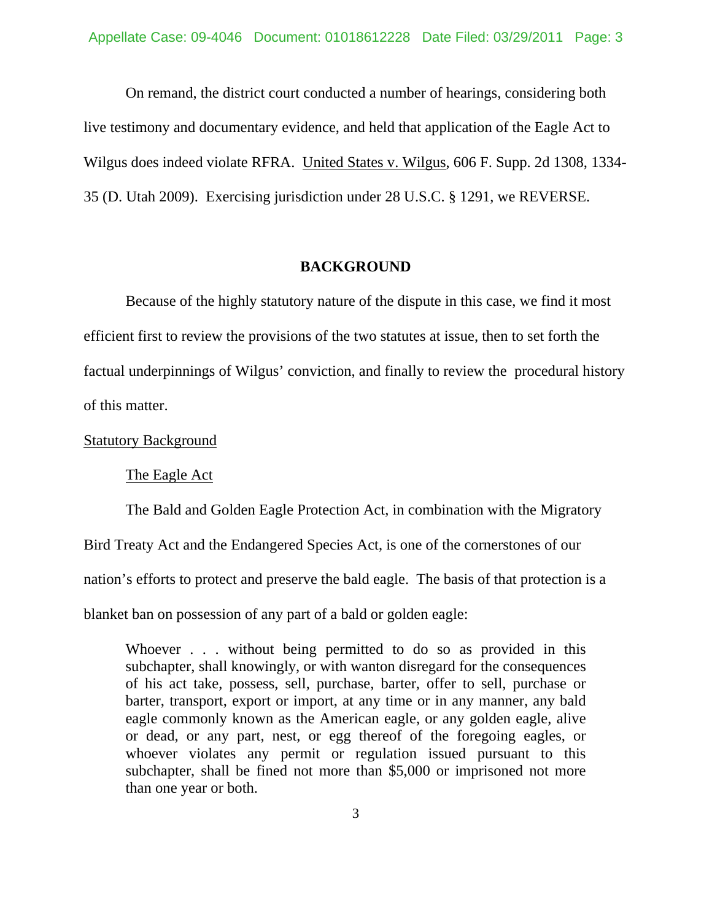On remand, the district court conducted a number of hearings, considering both live testimony and documentary evidence, and held that application of the Eagle Act to Wilgus does indeed violate RFRA. United States v. Wilgus, 606 F. Supp. 2d 1308, 1334-35 (D. Utah 2009). Exercising jurisdiction under 28 U.S.C. § 1291, we REVERSE.

## BACKGROUND

Because of the highly statutory nature of the dispute in this case, we find it most efficient first to review the provisions of the two statutes at issue, then to set forth the factual underpinnings of Wilgus' conviction, and finally to review the procedural history of this matter.

### Statutory Background

#### The Eagle Act

The Bald and Golden Eagle Protection Act, in combination with the Migratory Bird Treaty Act and the Endangered Species Act, is one of the cornerstones of our nation's efforts to protect and preserve the bald eagle. The basis of that protection is a blanket ban on possession of any part of a bald or golden eagle:

> Whoever . . . without being permitted to do so as provided in this subchapter, shall knowingly, or with wanton disregard for the consequences of his act take, possess, sell, purchase, barter, offer to sell, purchase or barter, transport, export or import, at any time or in any manner, any bald eagle commonly known as the American eagle, or any golden eagle, alive or dead, or any part, nest, or egg thereof of the foregoing eagles, or whoever violates any permit or regulation issued pursuant to this subchapter, shall be fined not more than $5,000 or imprisoned not more than one year or both.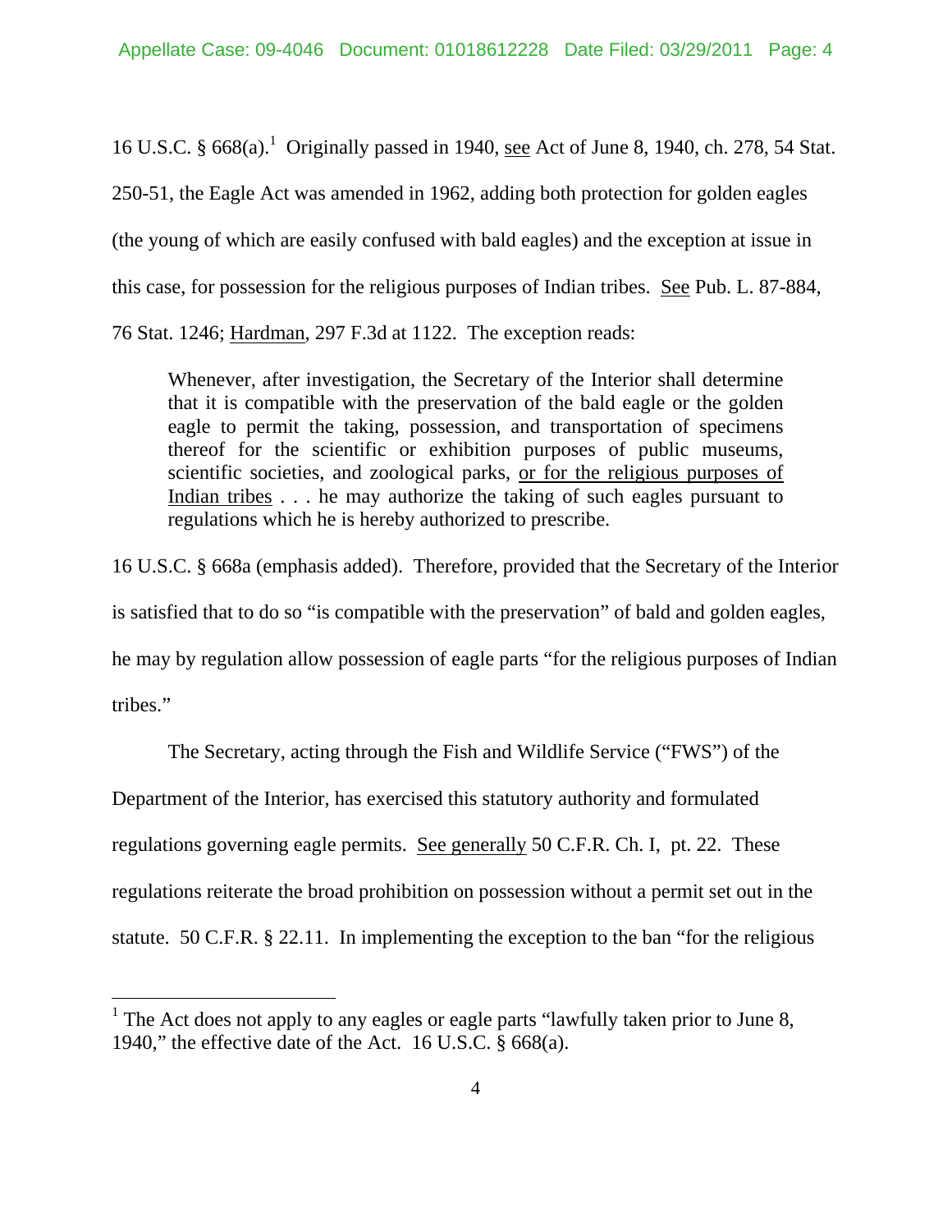16 U.S.C. § 668(a).[1] Originally passed in 1940, see Act of June 8, 1940, ch. 278, 54 Stat. 250-51, the Eagle Act was amended in 1962, adding both protection for golden eagles (the young of which are easily confused with bald eagles) and the exception at issue in this case, for possession for the religious purposes of Indian tribes. See Pub. L. 87-884, 76 Stat. 1246; Hardman, 297 F.3d at 1122. The exception reads:

> Whenever, after investigation, the Secretary of the Interior shall determine that it is compatible with the preservation of the bald eagle or the golden eagle to permit the taking, possession, and transportation of specimens thereof for the scientific or exhibition purposes of public museums, scientific societies, and zoological parks, or for the religious purposes of Indian tribes . . . he may authorize the taking of such eagles pursuant to regulations which he is hereby authorized to prescribe.

16 U.S.C. § 668a (emphasis added). Therefore, provided that the Secretary of the Interior is satisfied that to do so "is compatible with the preservation" of bald and golden eagles, he may by regulation allow possession of eagle parts "for the religious purposes of Indian tribes."

The Secretary, acting through the Fish and Wildlife Service ("FWS") of the Department of the Interior, has exercised this statutory authority and formulated regulations governing eagle permits. See generally 50 C.F.R. Ch. I, pt. 22. These regulations reiterate the broad prohibition on possession without a permit set out in the statute. 50 C.F.R. § 22.11. In implementing the exception to the ban "for the religious

[1] The Act does not apply to any eagles or eagle parts "lawfully taken prior to June 8, 1940," the effective date of the Act. 16 U.S.C. § 668(a).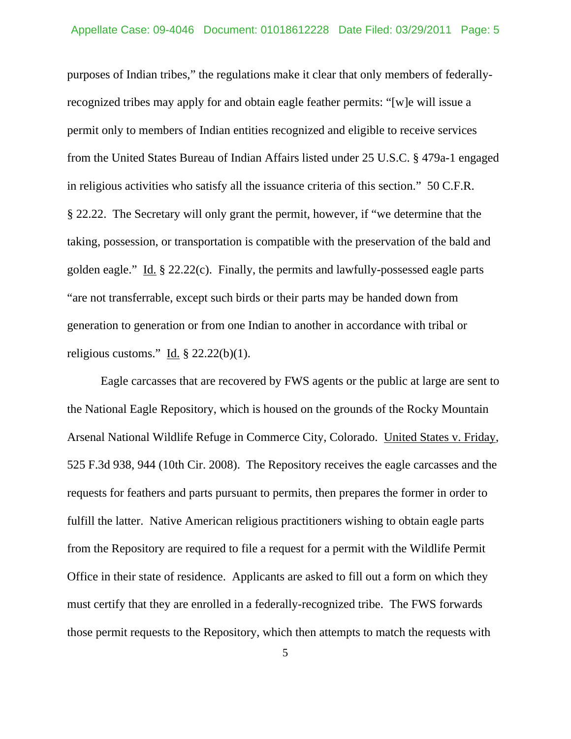purposes of Indian tribes," the regulations make it clear that only members of federally-recognized tribes may apply for and obtain eagle feather permits: "[w]e will issue a permit only to members of Indian entities recognized and eligible to receive services from the United States Bureau of Indian Affairs listed under 25 U.S.C. § 479a-1 engaged in religious activities who satisfy all the issuance criteria of this section." 50 C.F.R. § 22.22. The Secretary will only grant the permit, however, if "we determine that the taking, possession, or transportation is compatible with the preservation of the bald and golden eagle." Id. § 22.22(c). Finally, the permits and lawfully-possessed eagle parts "are not transferrable, except such birds or their parts may be handed down from generation to generation or from one Indian to another in accordance with tribal or religious customs." Id. § 22.22(b)(1).

Eagle carcasses that are recovered by FWS agents or the public at large are sent to the National Eagle Repository, which is housed on the grounds of the Rocky Mountain Arsenal National Wildlife Refuge in Commerce City, Colorado. United States v. Friday, 525 F.3d 938, 944 (10th Cir. 2008). The Repository receives the eagle carcasses and the requests for feathers and parts pursuant to permits, then prepares the former in order to fulfill the latter. Native American religious practitioners wishing to obtain eagle parts from the Repository are required to file a request for a permit with the Wildlife Permit Office in their state of residence. Applicants are asked to fill out a form on which they must certify that they are enrolled in a federally-recognized tribe. The FWS forwards those permit requests to the Repository, which then attempts to match the requests with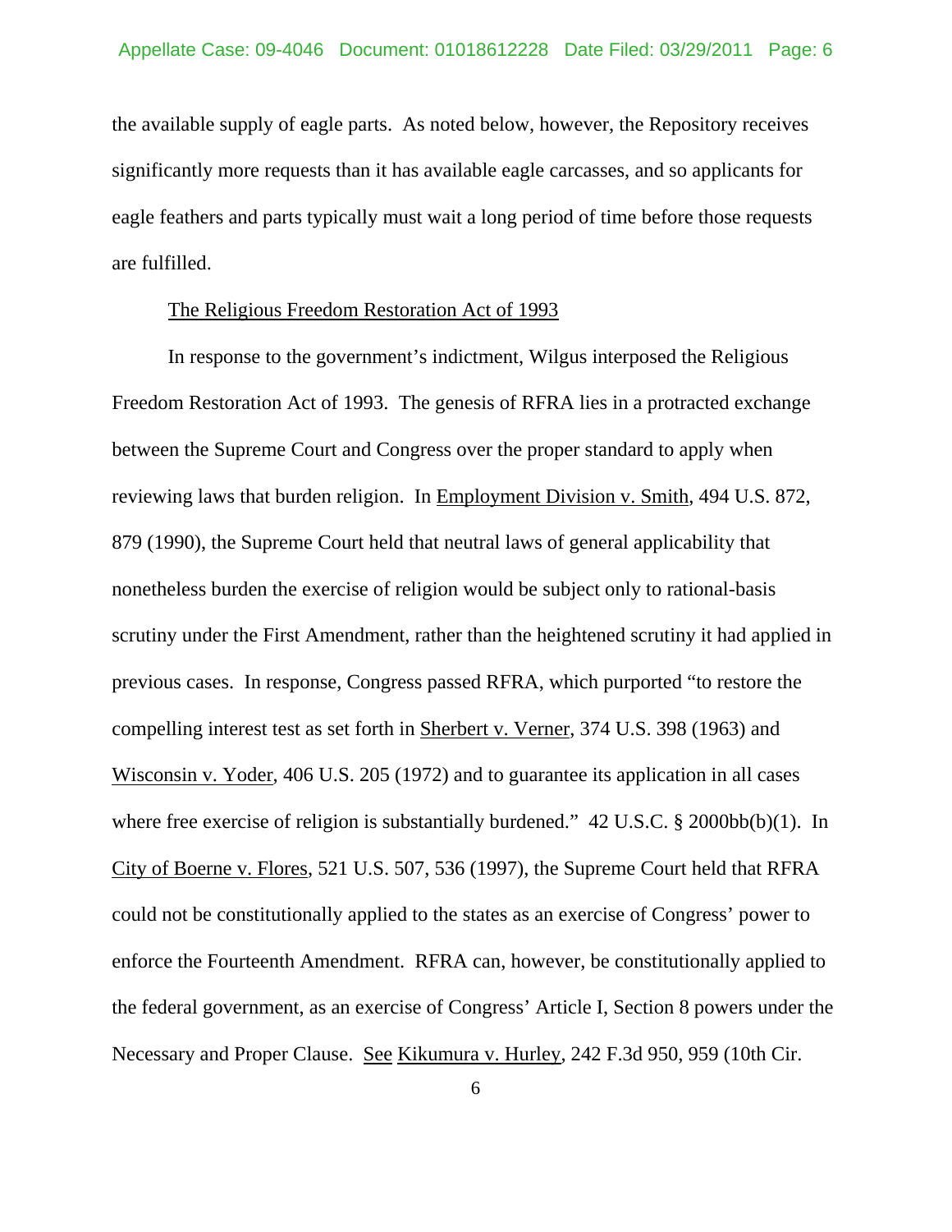the available supply of eagle parts. As noted below, however, the Repository receives significantly more requests than it has available eagle carcasses, and so applicants for eagle feathers and parts typically must wait a long period of time before those requests are fulfilled.

The Religious Freedom Restoration Act of 1993

In response to the government's indictment, Wilgus interposed the Religious Freedom Restoration Act of 1993. The genesis of RFRA lies in a protracted exchange between the Supreme Court and Congress over the proper standard to apply when reviewing laws that burden religion. In Employment Division v. Smith, 494 U.S. 872, 879 (1990), the Supreme Court held that neutral laws of general applicability that nonetheless burden the exercise of religion would be subject only to rational-basis scrutiny under the First Amendment, rather than the heightened scrutiny it had applied in previous cases. In response, Congress passed RFRA, which purported "to restore the compelling interest test as set forth in Sherbert v. Verner, 374 U.S. 398 (1963) and Wisconsin v. Yoder, 406 U.S. 205 (1972) and to guarantee its application in all cases where free exercise of religion is substantially burdened." 42 U.S.C. § 2000bb(b)(1). In City of Boerne v. Flores, 521 U.S. 507, 536 (1997), the Supreme Court held that RFRA could not be constitutionally applied to the states as an exercise of Congress' power to enforce the Fourteenth Amendment. RFRA can, however, be constitutionally applied to the federal government, as an exercise of Congress' Article I, Section 8 powers under the Necessary and Proper Clause. See Kikumura v. Hurley, 242 F.3d 950, 959 (10th Cir.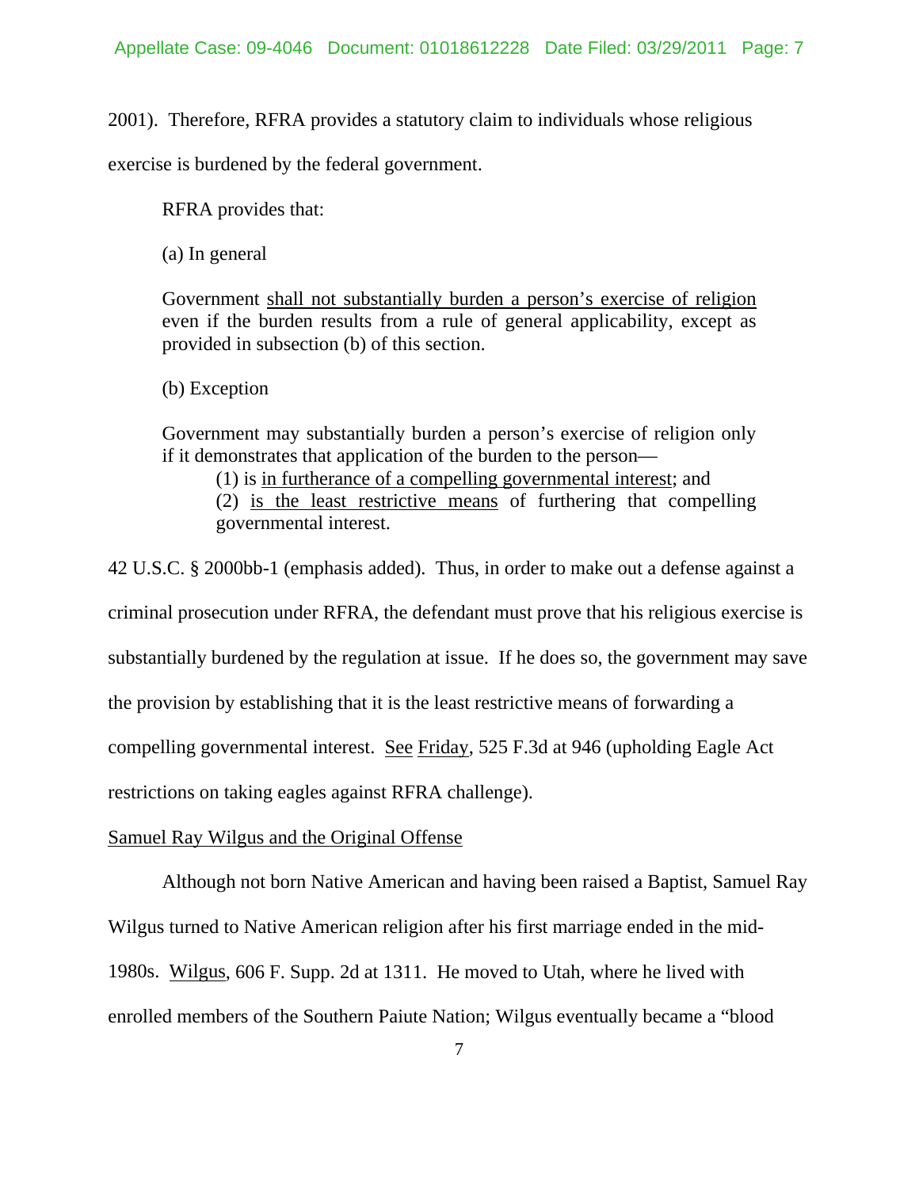2001). Therefore, RFRA provides a statutory claim to individuals whose religious exercise is burdened by the federal government.

RFRA provides that:

> (a) In general
>
> Government <u>shall not substantially burden a person's exercise of religion</u> even if the burden results from a rule of general applicability, except as provided in subsection (b) of this section.
>
> (b) Exception
>
> Government may substantially burden a person's exercise of religion only if it demonstrates that application of the burden to the person—
>
> (1) is <u>in furtherance of a compelling governmental interest</u>; and
>
> (2) <u>is the least restrictive means</u> of furthering that compelling governmental interest.

42 U.S.C. § 2000bb-1 (emphasis added). Thus, in order to make out a defense against a criminal prosecution under RFRA, the defendant must prove that his religious exercise is substantially burdened by the regulation at issue. If he does so, the government may save the provision by establishing that it is the least restrictive means of forwarding a compelling governmental interest. <u>See</u> <u>Friday</u>, 525 F.3d at 946 (upholding Eagle Act restrictions on taking eagles against RFRA challenge).

<u>Samuel Ray Wilgus and the Original Offense</u>

Although not born Native American and having been raised a Baptist, Samuel Ray Wilgus turned to Native American religion after his first marriage ended in the mid-1980s. <u>Wilgus</u>, 606 F. Supp. 2d at 1311. He moved to Utah, where he lived with enrolled members of the Southern Paiute Nation; Wilgus eventually became a "blood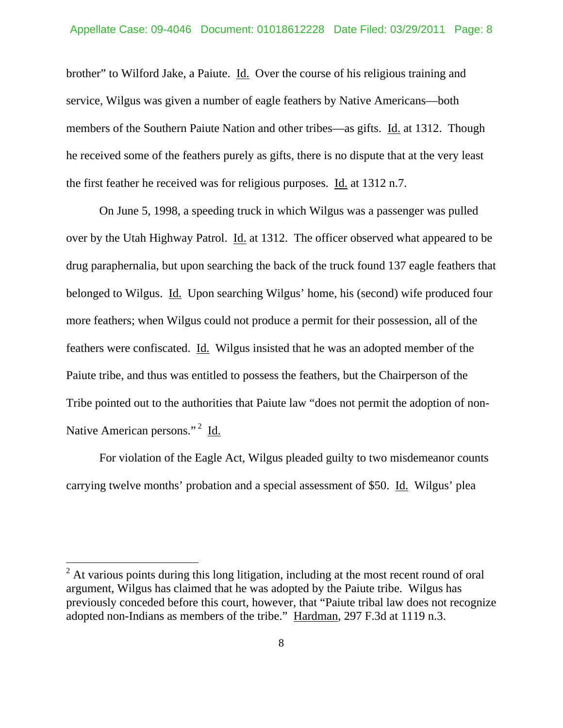brother" to Wilford Jake, a Paiute. Id. Over the course of his religious training and service, Wilgus was given a number of eagle feathers by Native Americans—both members of the Southern Paiute Nation and other tribes—as gifts. Id. at 1312. Though he received some of the feathers purely as gifts, there is no dispute that at the very least the first feather he received was for religious purposes. Id. at 1312 n.7.

On June 5, 1998, a speeding truck in which Wilgus was a passenger was pulled over by the Utah Highway Patrol. Id. at 1312. The officer observed what appeared to be drug paraphernalia, but upon searching the back of the truck found 137 eagle feathers that belonged to Wilgus. Id. Upon searching Wilgus' home, his (second) wife produced four more feathers; when Wilgus could not produce a permit for their possession, all of the feathers were confiscated. Id. Wilgus insisted that he was an adopted member of the Paiute tribe, and thus was entitled to possess the feathers, but the Chairperson of the Tribe pointed out to the authorities that Paiute law "does not permit the adoption of non-Native American persons." [2] Id.

For violation of the Eagle Act, Wilgus pleaded guilty to two misdemeanor counts carrying twelve months' probation and a special assessment of $50. Id. Wilgus' plea

---

[2] At various points during this long litigation, including at the most recent round of oral argument, Wilgus has claimed that he was adopted by the Paiute tribe. Wilgus has previously conceded before this court, however, that "Paiute tribal law does not recognize adopted non-Indians as members of the tribe." Hardman, 297 F.3d at 1119 n.3.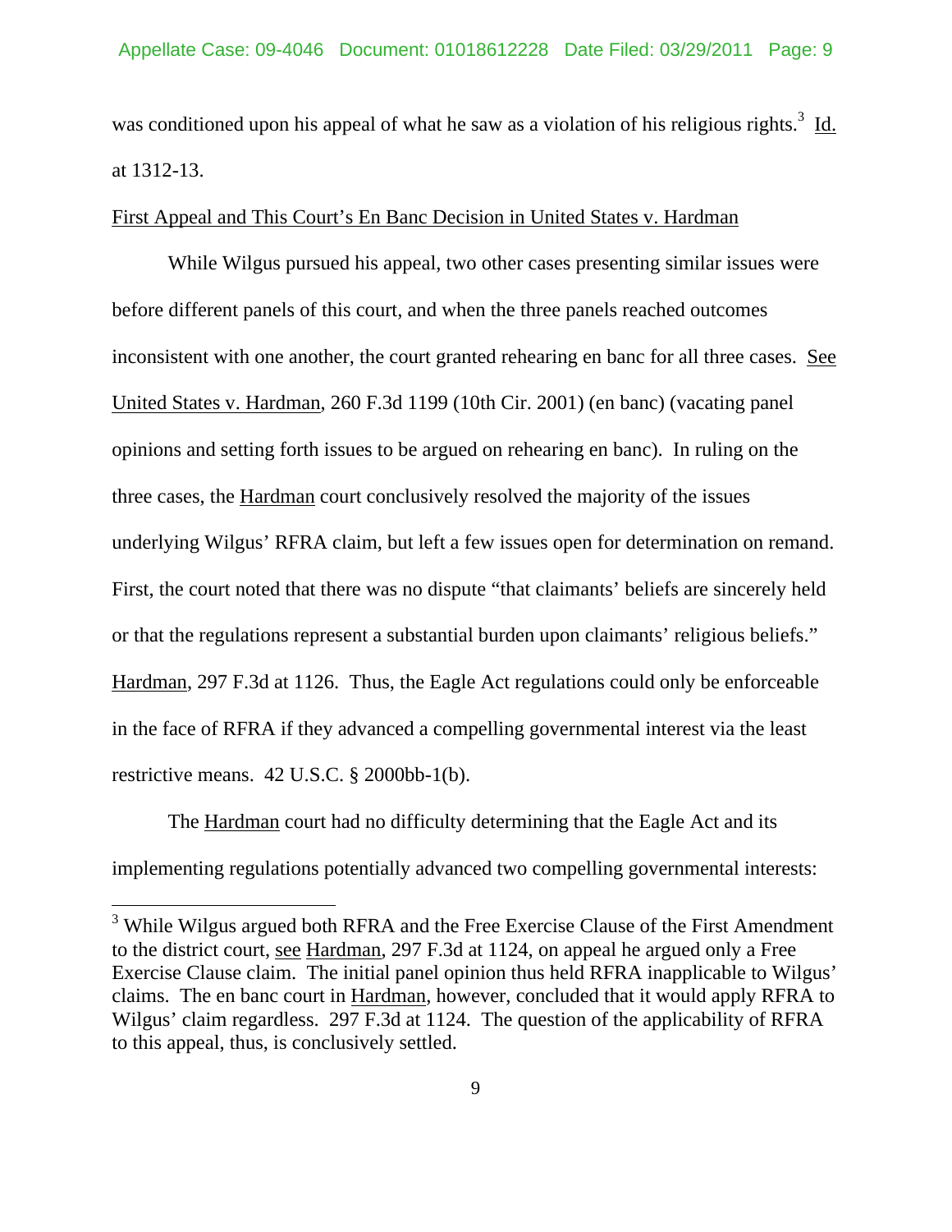was conditioned upon his appeal of what he saw as a violation of his religious rights.[3] Id. at 1312-13.

First Appeal and This Court's En Banc Decision in United States v. Hardman

While Wilgus pursued his appeal, two other cases presenting similar issues were before different panels of this court, and when the three panels reached outcomes inconsistent with one another, the court granted rehearing en banc for all three cases. See United States v. Hardman, 260 F.3d 1199 (10th Cir. 2001) (en banc) (vacating panel opinions and setting forth issues to be argued on rehearing en banc). In ruling on the three cases, the Hardman court conclusively resolved the majority of the issues underlying Wilgus' RFRA claim, but left a few issues open for determination on remand. First, the court noted that there was no dispute "that claimants' beliefs are sincerely held or that the regulations represent a substantial burden upon claimants' religious beliefs." Hardman, 297 F.3d at 1126. Thus, the Eagle Act regulations could only be enforceable in the face of RFRA if they advanced a compelling governmental interest via the least restrictive means. 42 U.S.C. § 2000bb-1(b).

The Hardman court had no difficulty determining that the Eagle Act and its implementing regulations potentially advanced two compelling governmental interests:

[3] While Wilgus argued both RFRA and the Free Exercise Clause of the First Amendment to the district court, see Hardman, 297 F.3d at 1124, on appeal he argued only a Free Exercise Clause claim. The initial panel opinion thus held RFRA inapplicable to Wilgus' claims. The en banc court in Hardman, however, concluded that it would apply RFRA to Wilgus' claim regardless. 297 F.3d at 1124. The question of the applicability of RFRA to this appeal, thus, is conclusively settled.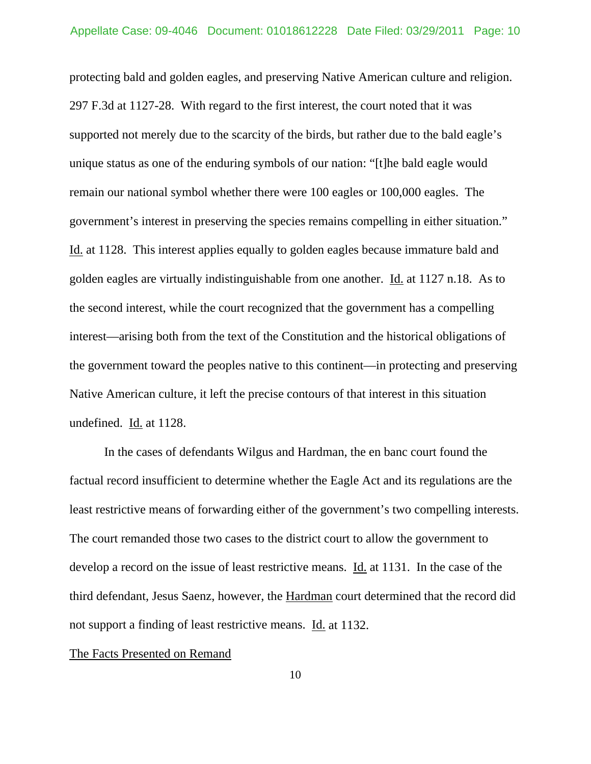protecting bald and golden eagles, and preserving Native American culture and religion. 297 F.3d at 1127-28. With regard to the first interest, the court noted that it was supported not merely due to the scarcity of the birds, but rather due to the bald eagle's unique status as one of the enduring symbols of our nation: "[t]he bald eagle would remain our national symbol whether there were 100 eagles or 100,000 eagles. The government's interest in preserving the species remains compelling in either situation." Id. at 1128. This interest applies equally to golden eagles because immature bald and golden eagles are virtually indistinguishable from one another. Id. at 1127 n.18. As to the second interest, while the court recognized that the government has a compelling interest—arising both from the text of the Constitution and the historical obligations of the government toward the peoples native to this continent—in protecting and preserving Native American culture, it left the precise contours of that interest in this situation undefined. Id. at 1128.

In the cases of defendants Wilgus and Hardman, the en banc court found the factual record insufficient to determine whether the Eagle Act and its regulations are the least restrictive means of forwarding either of the government's two compelling interests. The court remanded those two cases to the district court to allow the government to develop a record on the issue of least restrictive means. Id. at 1131. In the case of the third defendant, Jesus Saenz, however, the Hardman court determined that the record did not support a finding of least restrictive means. Id. at 1132.

The Facts Presented on Remand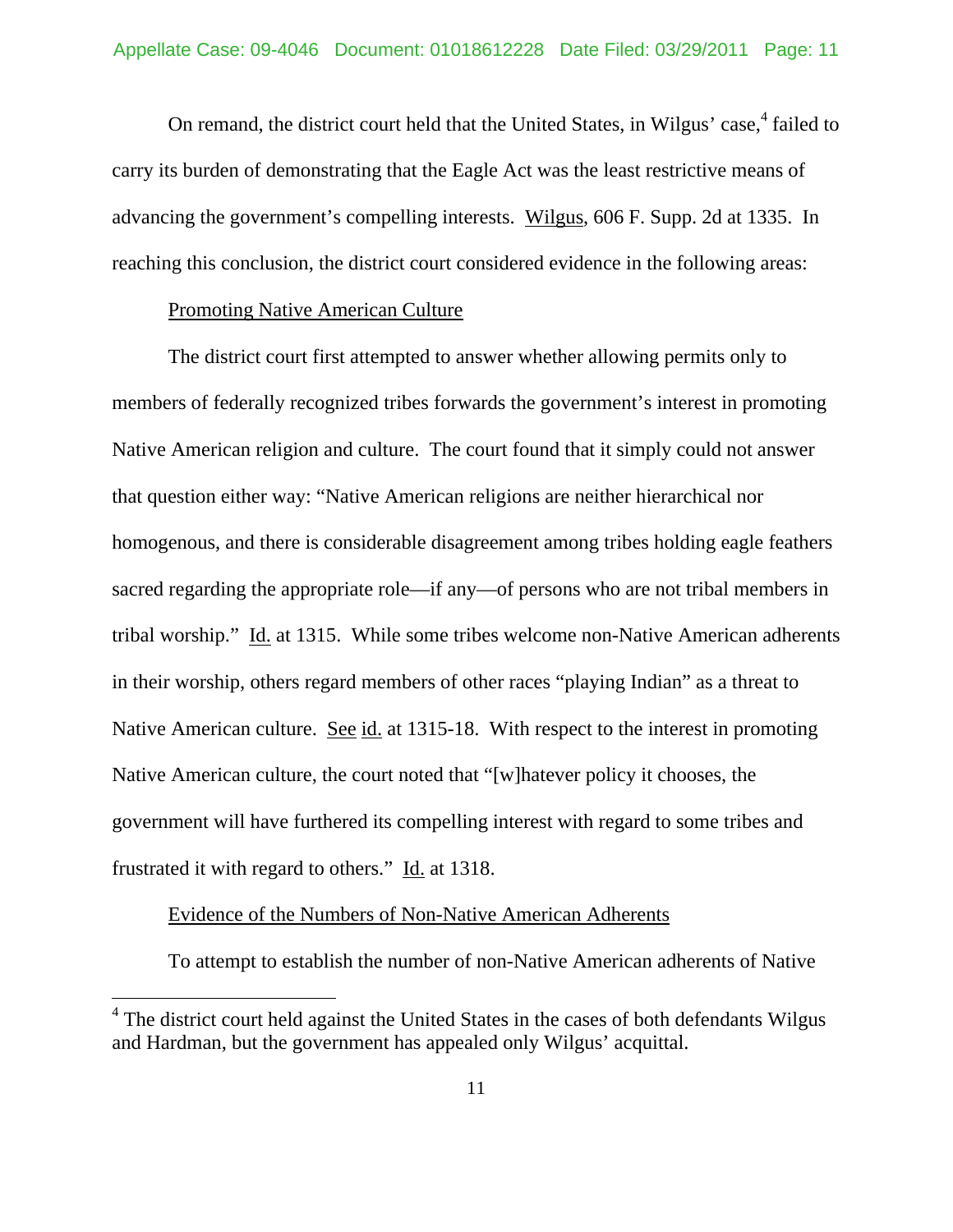On remand, the district court held that the United States, in Wilgus' case,[4] failed to carry its burden of demonstrating that the Eagle Act was the least restrictive means of advancing the government's compelling interests. Wilgus, 606 F. Supp. 2d at 1335. In reaching this conclusion, the district court considered evidence in the following areas:

Promoting Native American Culture

The district court first attempted to answer whether allowing permits only to members of federally recognized tribes forwards the government's interest in promoting Native American religion and culture. The court found that it simply could not answer that question either way: "Native American religions are neither hierarchical nor homogenous, and there is considerable disagreement among tribes holding eagle feathers sacred regarding the appropriate role—if any—of persons who are not tribal members in tribal worship." Id. at 1315. While some tribes welcome non-Native American adherents in their worship, others regard members of other races "playing Indian" as a threat to Native American culture. See id. at 1315-18. With respect to the interest in promoting Native American culture, the court noted that "[w]hatever policy it chooses, the government will have furthered its compelling interest with regard to some tribes and frustrated it with regard to others." Id. at 1318.

Evidence of the Numbers of Non-Native American Adherents

To attempt to establish the number of non-Native American adherents of Native

[4] The district court held against the United States in the cases of both defendants Wilgus and Hardman, but the government has appealed only Wilgus' acquittal.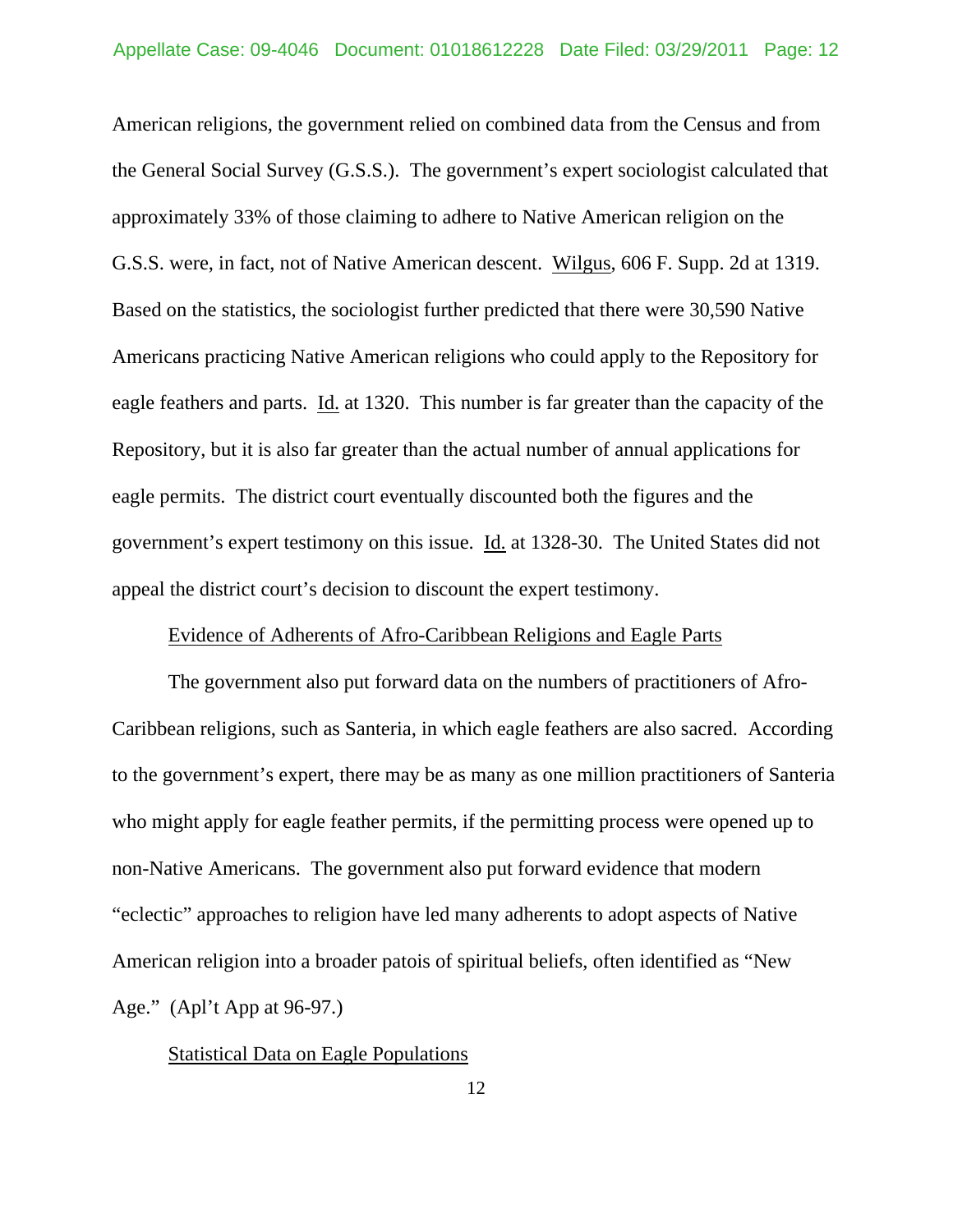American religions, the government relied on combined data from the Census and from the General Social Survey (G.S.S.). The government's expert sociologist calculated that approximately 33% of those claiming to adhere to Native American religion on the G.S.S. were, in fact, not of Native American descent. Wilgus, 606 F. Supp. 2d at 1319. Based on the statistics, the sociologist further predicted that there were 30,590 Native Americans practicing Native American religions who could apply to the Repository for eagle feathers and parts. Id. at 1320. This number is far greater than the capacity of the Repository, but it is also far greater than the actual number of annual applications for eagle permits. The district court eventually discounted both the figures and the government's expert testimony on this issue. Id. at 1328-30. The United States did not appeal the district court's decision to discount the expert testimony.

Evidence of Adherents of Afro-Caribbean Religions and Eagle Parts

The government also put forward data on the numbers of practitioners of Afro-Caribbean religions, such as Santeria, in which eagle feathers are also sacred. According to the government's expert, there may be as many as one million practitioners of Santeria who might apply for eagle feather permits, if the permitting process were opened up to non-Native Americans. The government also put forward evidence that modern "eclectic" approaches to religion have led many adherents to adopt aspects of Native American religion into a broader patois of spiritual beliefs, often identified as "New Age." (Apl't App at 96-97.)

Statistical Data on Eagle Populations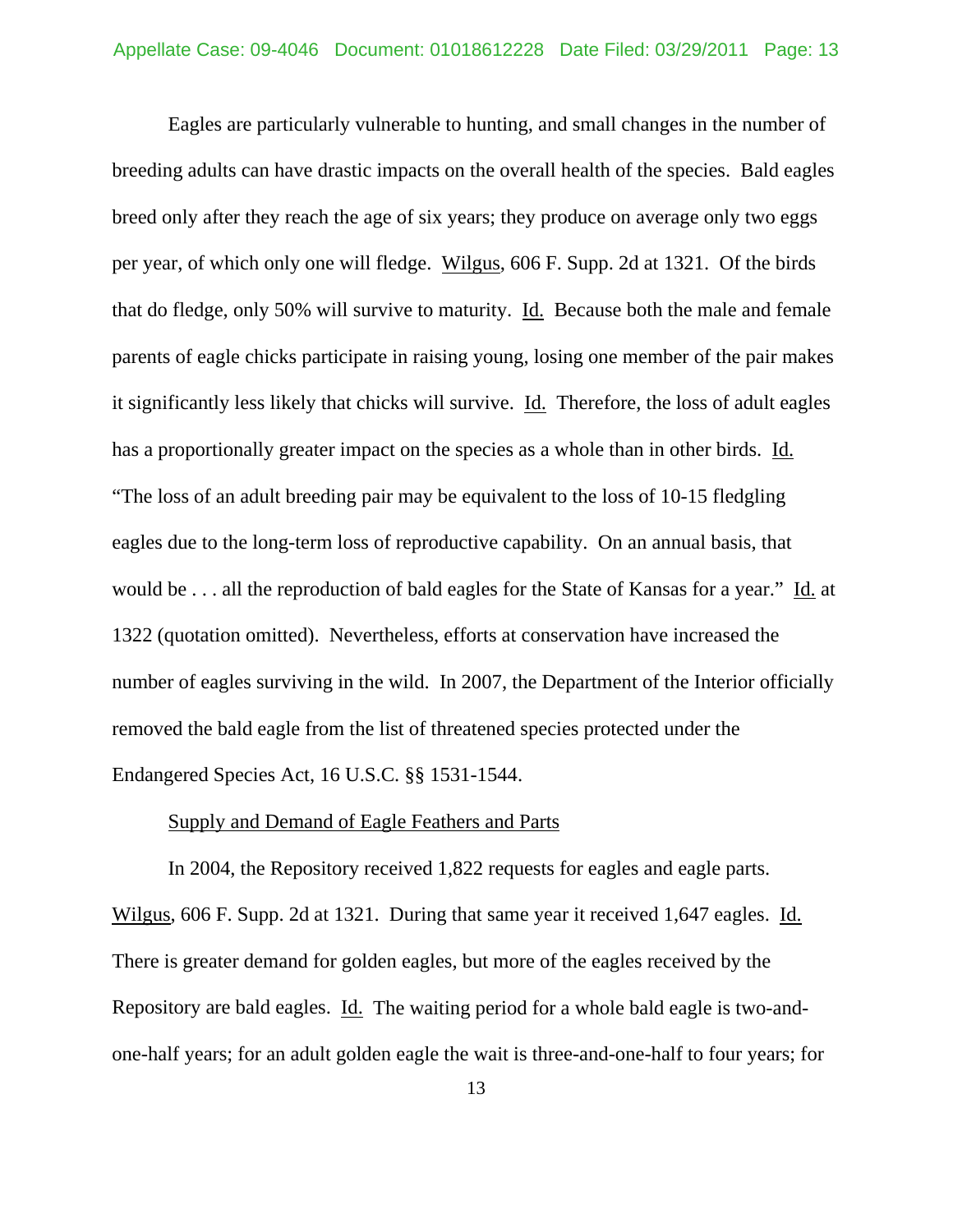Eagles are particularly vulnerable to hunting, and small changes in the number of breeding adults can have drastic impacts on the overall health of the species. Bald eagles breed only after they reach the age of six years; they produce on average only two eggs per year, of which only one will fledge. Wilgus, 606 F. Supp. 2d at 1321. Of the birds that do fledge, only 50% will survive to maturity. Id. Because both the male and female parents of eagle chicks participate in raising young, losing one member of the pair makes it significantly less likely that chicks will survive. Id. Therefore, the loss of adult eagles has a proportionally greater impact on the species as a whole than in other birds. Id. "The loss of an adult breeding pair may be equivalent to the loss of 10-15 fledgling eagles due to the long-term loss of reproductive capability. On an annual basis, that would be . . . all the reproduction of bald eagles for the State of Kansas for a year." Id. at 1322 (quotation omitted). Nevertheless, efforts at conservation have increased the number of eagles surviving in the wild. In 2007, the Department of the Interior officially removed the bald eagle from the list of threatened species protected under the Endangered Species Act, 16 U.S.C. §§ 1531-1544.

Supply and Demand of Eagle Feathers and Parts

In 2004, the Repository received 1,822 requests for eagles and eagle parts. Wilgus, 606 F. Supp. 2d at 1321. During that same year it received 1,647 eagles. Id. There is greater demand for golden eagles, but more of the eagles received by the Repository are bald eagles. Id. The waiting period for a whole bald eagle is two-and-one-half years; for an adult golden eagle the wait is three-and-one-half to four years; for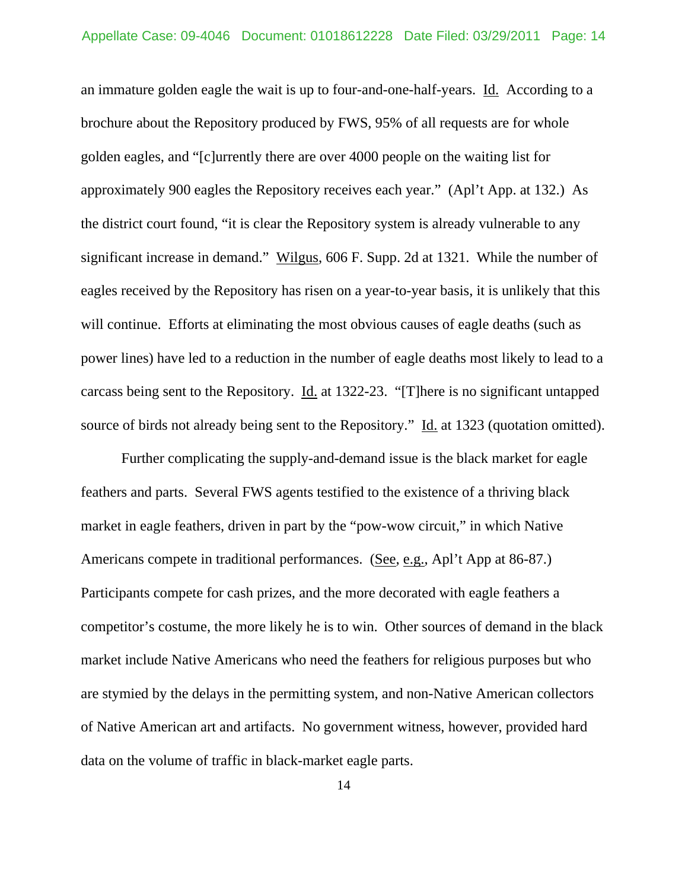an immature golden eagle the wait is up to four-and-one-half-years. Id. According to a brochure about the Repository produced by FWS, 95% of all requests are for whole golden eagles, and "[c]urrently there are over 4000 people on the waiting list for approximately 900 eagles the Repository receives each year." (Apl't App. at 132.) As the district court found, "it is clear the Repository system is already vulnerable to any significant increase in demand." Wilgus, 606 F. Supp. 2d at 1321. While the number of eagles received by the Repository has risen on a year-to-year basis, it is unlikely that this will continue. Efforts at eliminating the most obvious causes of eagle deaths (such as power lines) have led to a reduction in the number of eagle deaths most likely to lead to a carcass being sent to the Repository. Id. at 1322-23. "[T]here is no significant untapped source of birds not already being sent to the Repository." Id. at 1323 (quotation omitted).

Further complicating the supply-and-demand issue is the black market for eagle feathers and parts. Several FWS agents testified to the existence of a thriving black market in eagle feathers, driven in part by the "pow-wow circuit," in which Native Americans compete in traditional performances. (See, e.g., Apl't App at 86-87.) Participants compete for cash prizes, and the more decorated with eagle feathers a competitor's costume, the more likely he is to win. Other sources of demand in the black market include Native Americans who need the feathers for religious purposes but who are stymied by the delays in the permitting system, and non-Native American collectors of Native American art and artifacts. No government witness, however, provided hard data on the volume of traffic in black-market eagle parts.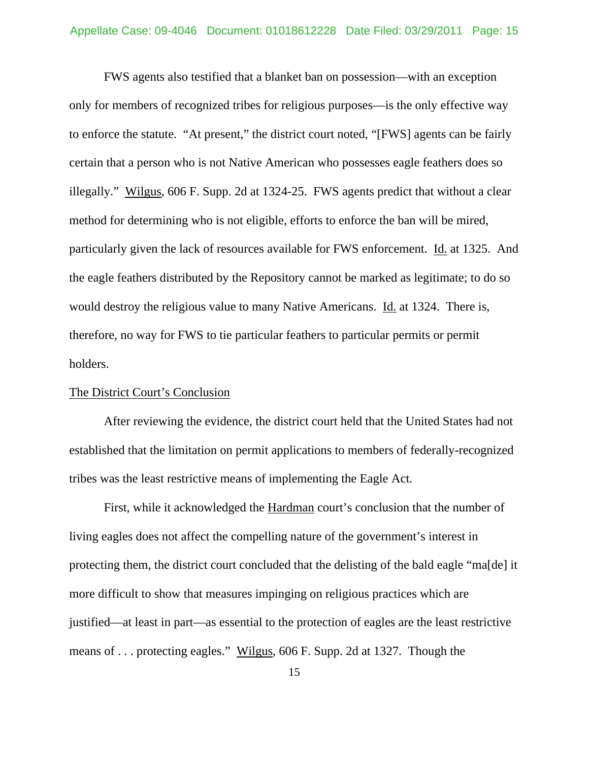FWS agents also testified that a blanket ban on possession—with an exception only for members of recognized tribes for religious purposes—is the only effective way to enforce the statute. "At present," the district court noted, "[FWS] agents can be fairly certain that a person who is not Native American who possesses eagle feathers does so illegally." Wilgus, 606 F. Supp. 2d at 1324-25. FWS agents predict that without a clear method for determining who is not eligible, efforts to enforce the ban will be mired, particularly given the lack of resources available for FWS enforcement. Id. at 1325. And the eagle feathers distributed by the Repository cannot be marked as legitimate; to do so would destroy the religious value to many Native Americans. Id. at 1324. There is, therefore, no way for FWS to tie particular feathers to particular permits or permit holders.

The District Court's Conclusion

After reviewing the evidence, the district court held that the United States had not established that the limitation on permit applications to members of federally-recognized tribes was the least restrictive means of implementing the Eagle Act.

First, while it acknowledged the Hardman court's conclusion that the number of living eagles does not affect the compelling nature of the government's interest in protecting them, the district court concluded that the delisting of the bald eagle "ma[de] it more difficult to show that measures impinging on religious practices which are justified—at least in part—as essential to the protection of eagles are the least restrictive means of . . . protecting eagles." Wilgus, 606 F. Supp. 2d at 1327. Though the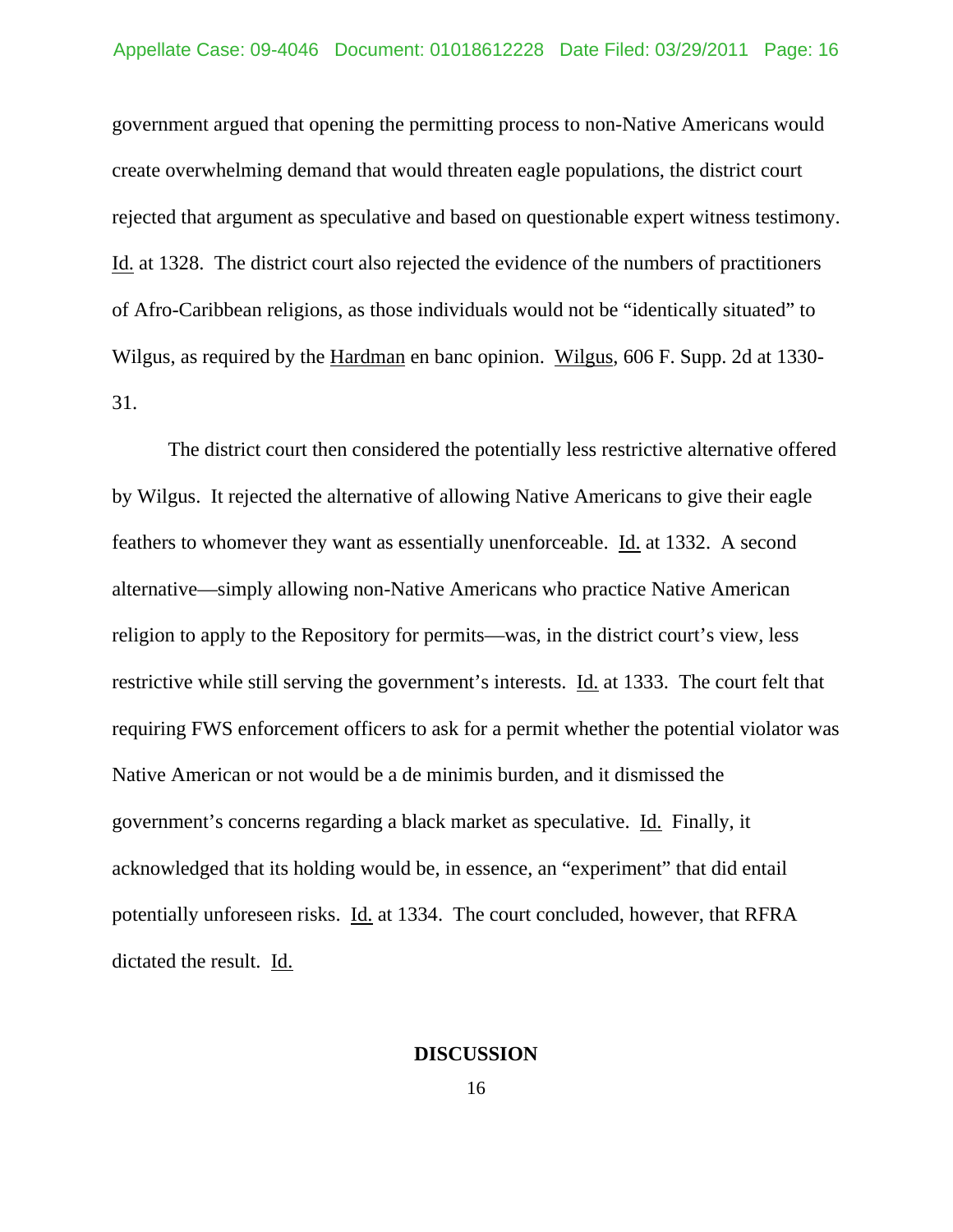government argued that opening the permitting process to non-Native Americans would create overwhelming demand that would threaten eagle populations, the district court rejected that argument as speculative and based on questionable expert witness testimony. Id. at 1328. The district court also rejected the evidence of the numbers of practitioners of Afro-Caribbean religions, as those individuals would not be "identically situated" to Wilgus, as required by the Hardman en banc opinion. Wilgus, 606 F. Supp. 2d at 1330-31.

The district court then considered the potentially less restrictive alternative offered by Wilgus. It rejected the alternative of allowing Native Americans to give their eagle feathers to whomever they want as essentially unenforceable. Id. at 1332. A second alternative—simply allowing non-Native Americans who practice Native American religion to apply to the Repository for permits—was, in the district court's view, less restrictive while still serving the government's interests. Id. at 1333. The court felt that requiring FWS enforcement officers to ask for a permit whether the potential violator was Native American or not would be a de minimis burden, and it dismissed the government's concerns regarding a black market as speculative. Id. Finally, it acknowledged that its holding would be, in essence, an "experiment" that did entail potentially unforeseen risks. Id. at 1334. The court concluded, however, that RFRA dictated the result. Id.

## DISCUSSION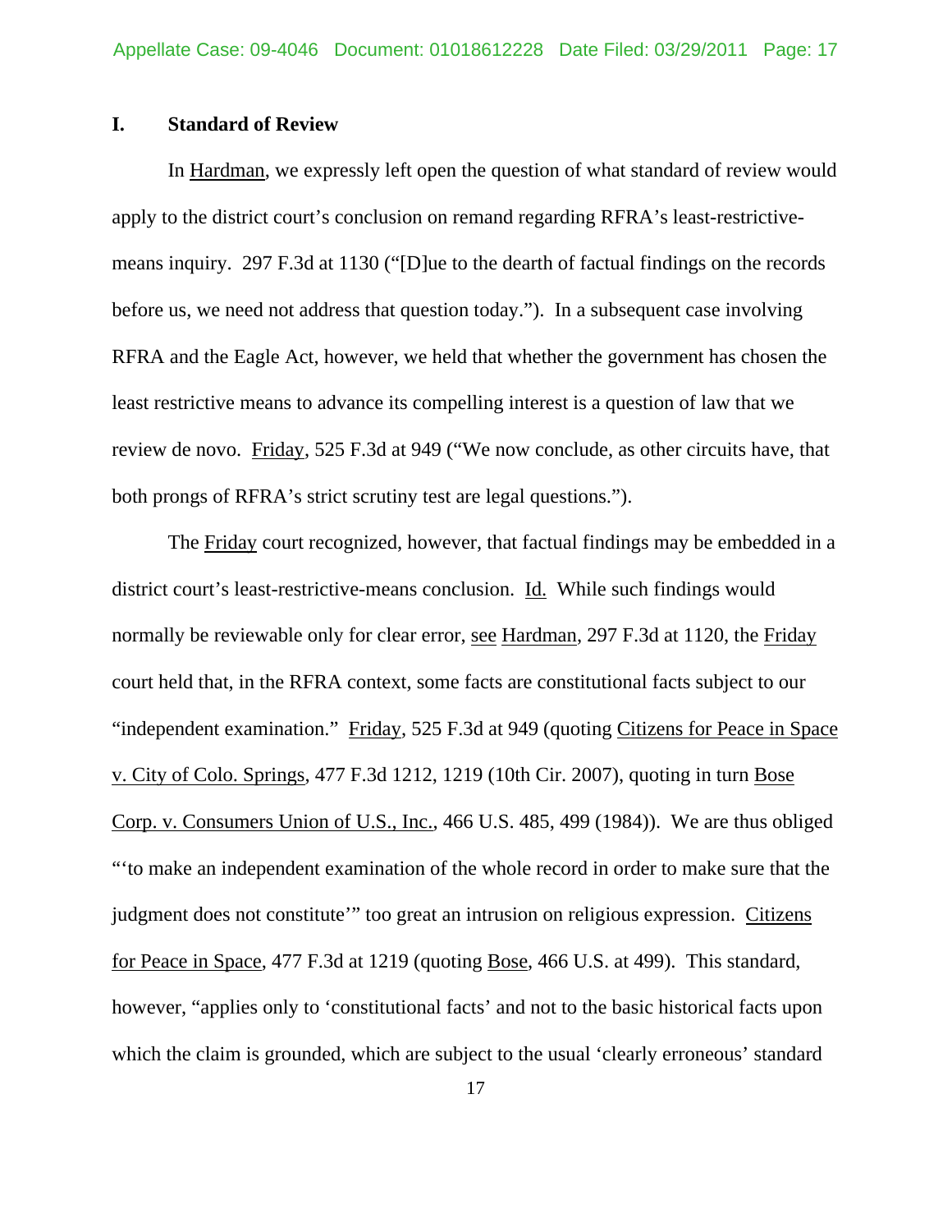## I. Standard of Review

In Hardman, we expressly left open the question of what standard of review would apply to the district court's conclusion on remand regarding RFRA's least-restrictive-means inquiry. 297 F.3d at 1130 ("[D]ue to the dearth of factual findings on the records before us, we need not address that question today."). In a subsequent case involving RFRA and the Eagle Act, however, we held that whether the government has chosen the least restrictive means to advance its compelling interest is a question of law that we review de novo. Friday, 525 F.3d at 949 ("We now conclude, as other circuits have, that both prongs of RFRA's strict scrutiny test are legal questions.").

The Friday court recognized, however, that factual findings may be embedded in a district court's least-restrictive-means conclusion. Id. While such findings would normally be reviewable only for clear error, see Hardman, 297 F.3d at 1120, the Friday court held that, in the RFRA context, some facts are constitutional facts subject to our "independent examination." Friday, 525 F.3d at 949 (quoting Citizens for Peace in Space v. City of Colo. Springs, 477 F.3d 1212, 1219 (10th Cir. 2007), quoting in turn Bose Corp. v. Consumers Union of U.S., Inc., 466 U.S. 485, 499 (1984)). We are thus obliged "'to make an independent examination of the whole record in order to make sure that the judgment does not constitute'" too great an intrusion on religious expression. Citizens for Peace in Space, 477 F.3d at 1219 (quoting Bose, 466 U.S. at 499). This standard, however, "applies only to 'constitutional facts' and not to the basic historical facts upon which the claim is grounded, which are subject to the usual 'clearly erroneous' standard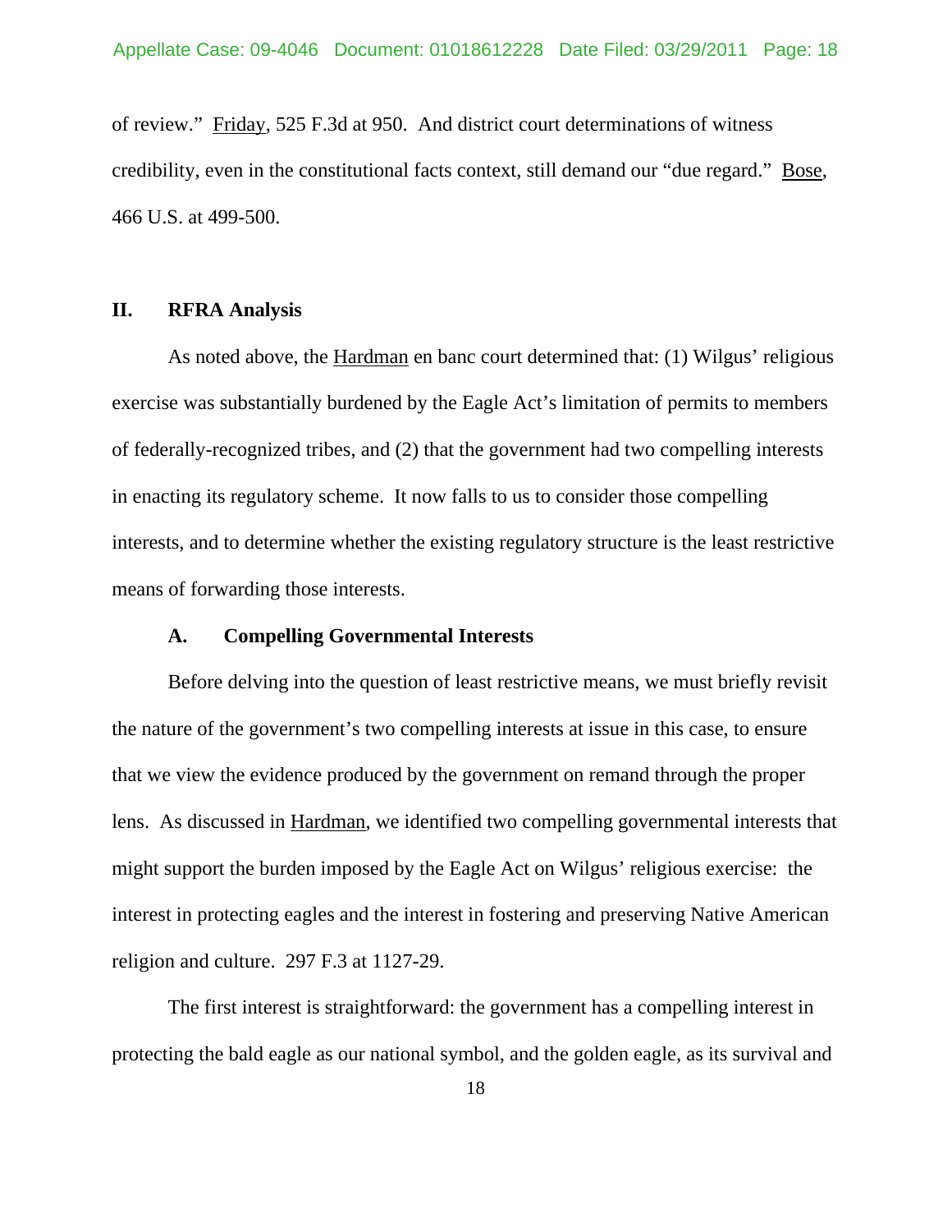of review." Friday, 525 F.3d at 950. And district court determinations of witness credibility, even in the constitutional facts context, still demand our "due regard." Bose, 466 U.S. at 499-500.

## II. RFRA Analysis

As noted above, the Hardman en banc court determined that: (1) Wilgus' religious exercise was substantially burdened by the Eagle Act's limitation of permits to members of federally-recognized tribes, and (2) that the government had two compelling interests in enacting its regulatory scheme. It now falls to us to consider those compelling interests, and to determine whether the existing regulatory structure is the least restrictive means of forwarding those interests.

### A. Compelling Governmental Interests

Before delving into the question of least restrictive means, we must briefly revisit the nature of the government's two compelling interests at issue in this case, to ensure that we view the evidence produced by the government on remand through the proper lens. As discussed in Hardman, we identified two compelling governmental interests that might support the burden imposed by the Eagle Act on Wilgus' religious exercise: the interest in protecting eagles and the interest in fostering and preserving Native American religion and culture. 297 F.3 at 1127-29.

The first interest is straightforward: the government has a compelling interest in protecting the bald eagle as our national symbol, and the golden eagle, as its survival and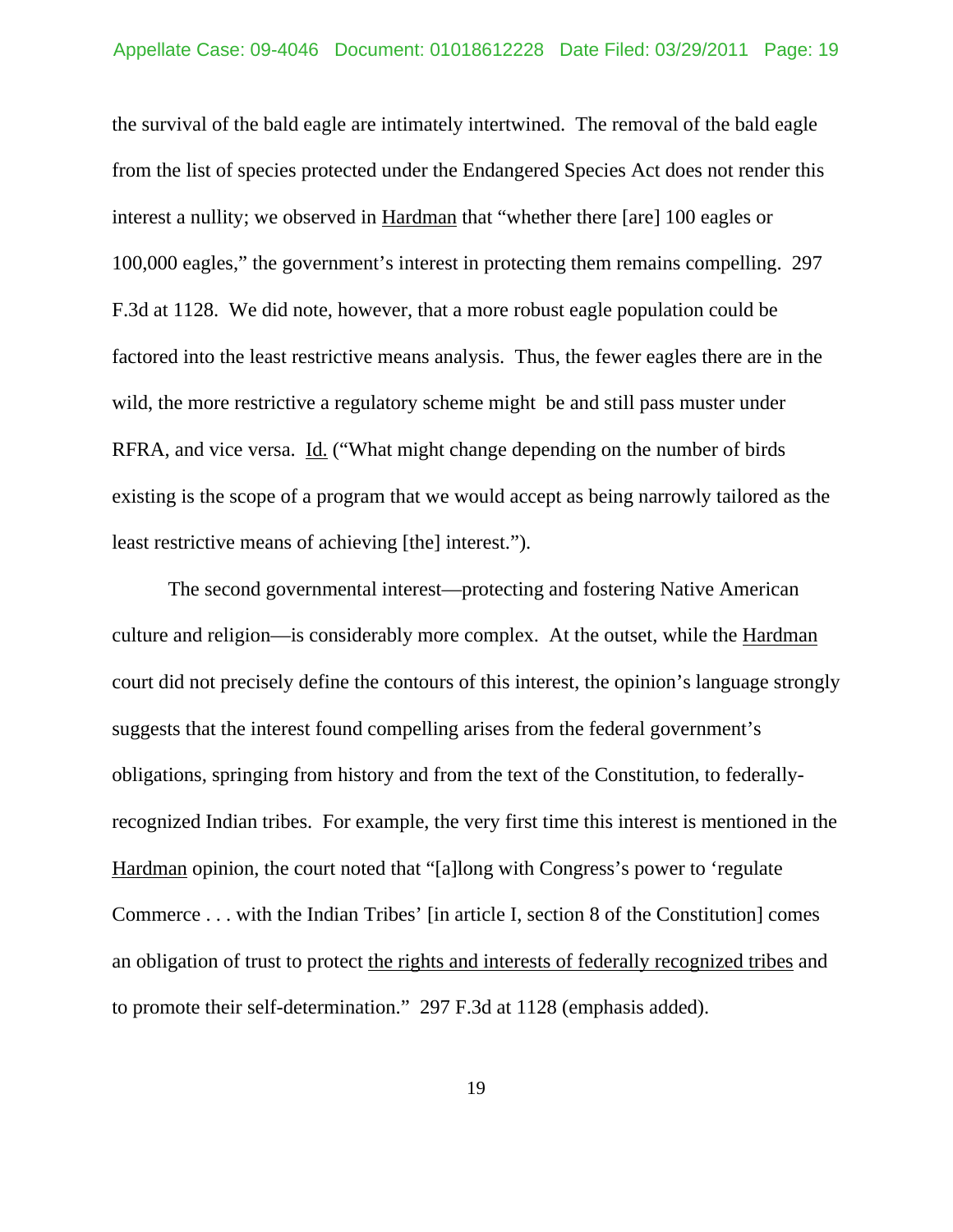the survival of the bald eagle are intimately intertwined. The removal of the bald eagle from the list of species protected under the Endangered Species Act does not render this interest a nullity; we observed in Hardman that "whether there [are] 100 eagles or 100,000 eagles," the government's interest in protecting them remains compelling. 297 F.3d at 1128. We did note, however, that a more robust eagle population could be factored into the least restrictive means analysis. Thus, the fewer eagles there are in the wild, the more restrictive a regulatory scheme might be and still pass muster under RFRA, and vice versa. Id. ("What might change depending on the number of birds existing is the scope of a program that we would accept as being narrowly tailored as the least restrictive means of achieving [the] interest.").

The second governmental interest—protecting and fostering Native American culture and religion—is considerably more complex. At the outset, while the Hardman court did not precisely define the contours of this interest, the opinion's language strongly suggests that the interest found compelling arises from the federal government's obligations, springing from history and from the text of the Constitution, to federally-recognized Indian tribes. For example, the very first time this interest is mentioned in the Hardman opinion, the court noted that "[a]long with Congress's power to 'regulate Commerce . . . with the Indian Tribes' [in article I, section 8 of the Constitution] comes an obligation of trust to protect the rights and interests of federally recognized tribes and to promote their self-determination." 297 F.3d at 1128 (emphasis added).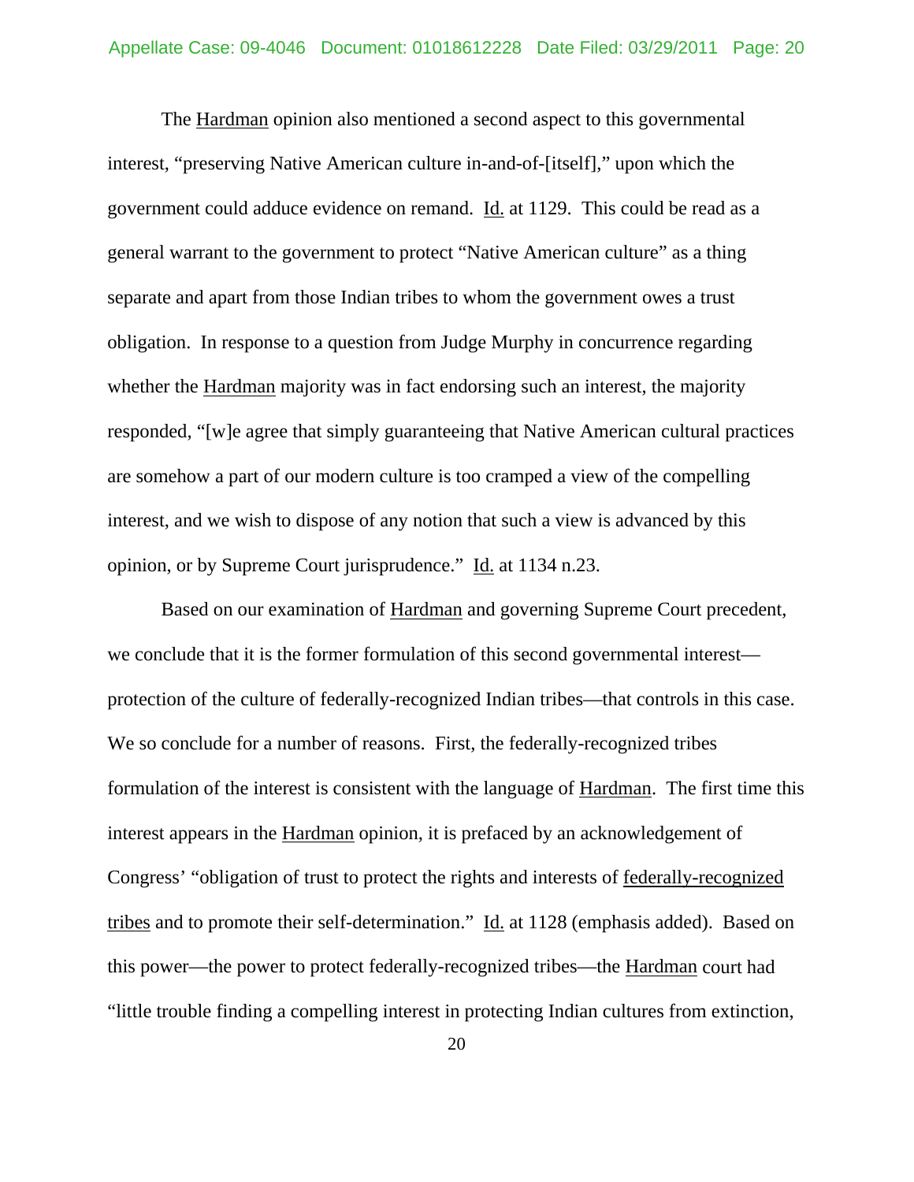The Hardman opinion also mentioned a second aspect to this governmental interest, "preserving Native American culture in-and-of-[itself]," upon which the government could adduce evidence on remand. Id. at 1129. This could be read as a general warrant to the government to protect "Native American culture" as a thing separate and apart from those Indian tribes to whom the government owes a trust obligation. In response to a question from Judge Murphy in concurrence regarding whether the Hardman majority was in fact endorsing such an interest, the majority responded, "[w]e agree that simply guaranteeing that Native American cultural practices are somehow a part of our modern culture is too cramped a view of the compelling interest, and we wish to dispose of any notion that such a view is advanced by this opinion, or by Supreme Court jurisprudence." Id. at 1134 n.23.

Based on our examination of Hardman and governing Supreme Court precedent, we conclude that it is the former formulation of this second governmental interest—protection of the culture of federally-recognized Indian tribes—that controls in this case. We so conclude for a number of reasons. First, the federally-recognized tribes formulation of the interest is consistent with the language of Hardman. The first time this interest appears in the Hardman opinion, it is prefaced by an acknowledgement of Congress' "obligation of trust to protect the rights and interests of federally-recognized tribes and to promote their self-determination." Id. at 1128 (emphasis added). Based on this power—the power to protect federally-recognized tribes—the Hardman court had "little trouble finding a compelling interest in protecting Indian cultures from extinction,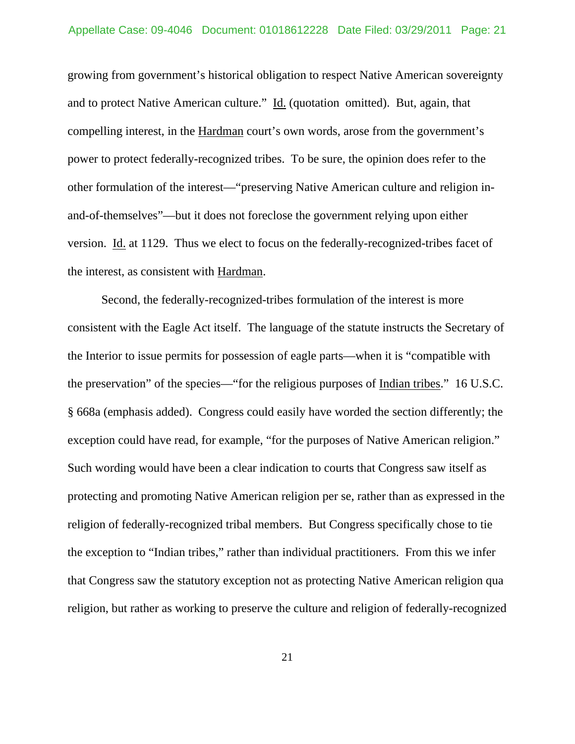growing from government's historical obligation to respect Native American sovereignty and to protect Native American culture." Id. (quotation omitted). But, again, that compelling interest, in the Hardman court's own words, arose from the government's power to protect federally-recognized tribes. To be sure, the opinion does refer to the other formulation of the interest—"preserving Native American culture and religion in-and-of-themselves"—but it does not foreclose the government relying upon either version. Id. at 1129. Thus we elect to focus on the federally-recognized-tribes facet of the interest, as consistent with Hardman.

Second, the federally-recognized-tribes formulation of the interest is more consistent with the Eagle Act itself. The language of the statute instructs the Secretary of the Interior to issue permits for possession of eagle parts—when it is "compatible with the preservation" of the species—"for the religious purposes of Indian tribes." 16 U.S.C. § 668a (emphasis added). Congress could easily have worded the section differently; the exception could have read, for example, "for the purposes of Native American religion." Such wording would have been a clear indication to courts that Congress saw itself as protecting and promoting Native American religion per se, rather than as expressed in the religion of federally-recognized tribal members. But Congress specifically chose to tie the exception to "Indian tribes," rather than individual practitioners. From this we infer that Congress saw the statutory exception not as protecting Native American religion qua religion, but rather as working to preserve the culture and religion of federally-recognized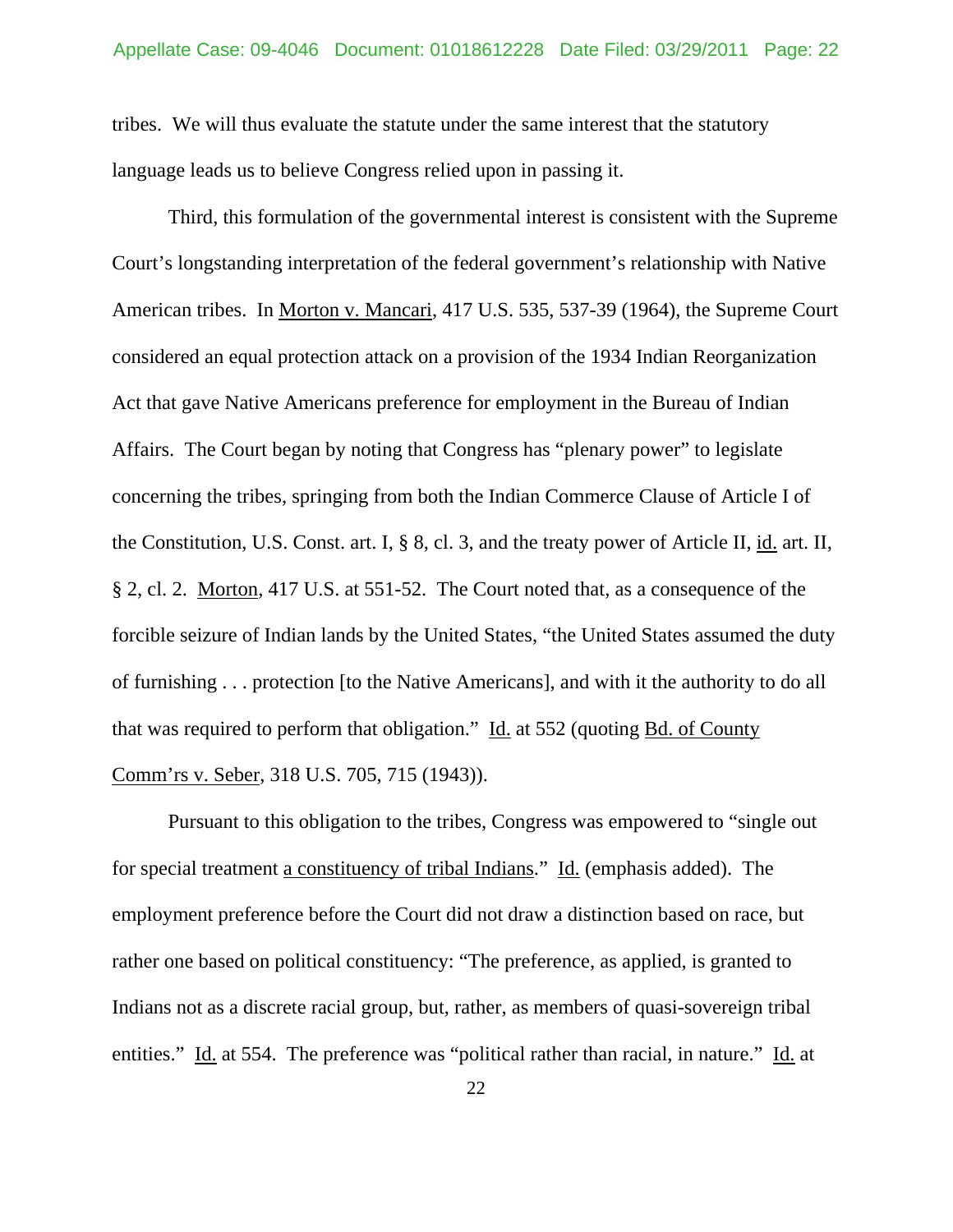tribes. We will thus evaluate the statute under the same interest that the statutory language leads us to believe Congress relied upon in passing it.

Third, this formulation of the governmental interest is consistent with the Supreme Court's longstanding interpretation of the federal government's relationship with Native American tribes. In Morton v. Mancari, 417 U.S. 535, 537-39 (1964), the Supreme Court considered an equal protection attack on a provision of the 1934 Indian Reorganization Act that gave Native Americans preference for employment in the Bureau of Indian Affairs. The Court began by noting that Congress has "plenary power" to legislate concerning the tribes, springing from both the Indian Commerce Clause of Article I of the Constitution, U.S. Const. art. I, § 8, cl. 3, and the treaty power of Article II, id. art. II, § 2, cl. 2. Morton, 417 U.S. at 551-52. The Court noted that, as a consequence of the forcible seizure of Indian lands by the United States, "the United States assumed the duty of furnishing . . . protection [to the Native Americans], and with it the authority to do all that was required to perform that obligation." Id. at 552 (quoting Bd. of County Comm'rs v. Seber, 318 U.S. 705, 715 (1943)).

Pursuant to this obligation to the tribes, Congress was empowered to "single out for special treatment a constituency of tribal Indians." Id. (emphasis added). The employment preference before the Court did not draw a distinction based on race, but rather one based on political constituency: "The preference, as applied, is granted to Indians not as a discrete racial group, but, rather, as members of quasi-sovereign tribal entities." Id. at 554. The preference was "political rather than racial, in nature." Id. at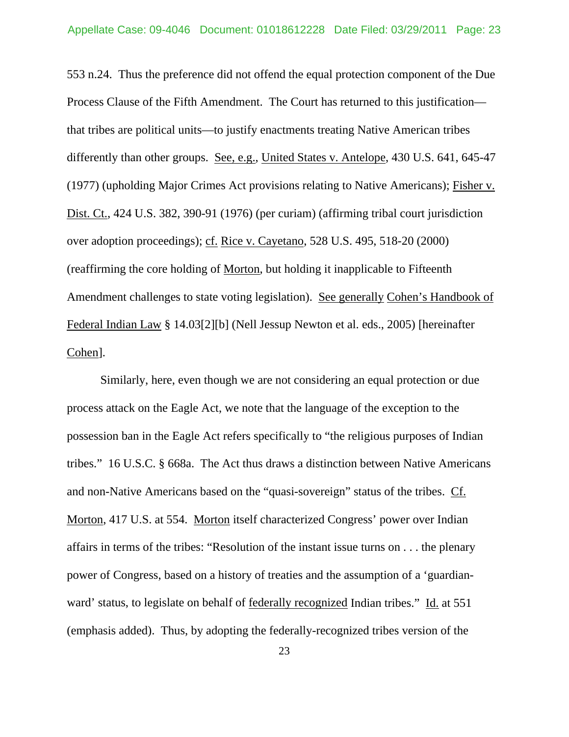553 n.24. Thus the preference did not offend the equal protection component of the Due Process Clause of the Fifth Amendment. The Court has returned to this justification—that tribes are political units—to justify enactments treating Native American tribes differently than other groups. See, e.g., United States v. Antelope, 430 U.S. 641, 645-47 (1977) (upholding Major Crimes Act provisions relating to Native Americans); Fisher v. Dist. Ct., 424 U.S. 382, 390-91 (1976) (per curiam) (affirming tribal court jurisdiction over adoption proceedings); cf. Rice v. Cayetano, 528 U.S. 495, 518-20 (2000) (reaffirming the core holding of Morton, but holding it inapplicable to Fifteenth Amendment challenges to state voting legislation). See generally Cohen's Handbook of Federal Indian Law § 14.03[2][b] (Nell Jessup Newton et al. eds., 2005) [hereinafter Cohen].

Similarly, here, even though we are not considering an equal protection or due process attack on the Eagle Act, we note that the language of the exception to the possession ban in the Eagle Act refers specifically to "the religious purposes of Indian tribes." 16 U.S.C. § 668a. The Act thus draws a distinction between Native Americans and non-Native Americans based on the "quasi-sovereign" status of the tribes. Cf. Morton, 417 U.S. at 554. Morton itself characterized Congress' power over Indian affairs in terms of the tribes: "Resolution of the instant issue turns on . . . the plenary power of Congress, based on a history of treaties and the assumption of a 'guardian-ward' status, to legislate on behalf of federally recognized Indian tribes." Id. at 551 (emphasis added). Thus, by adopting the federally-recognized tribes version of the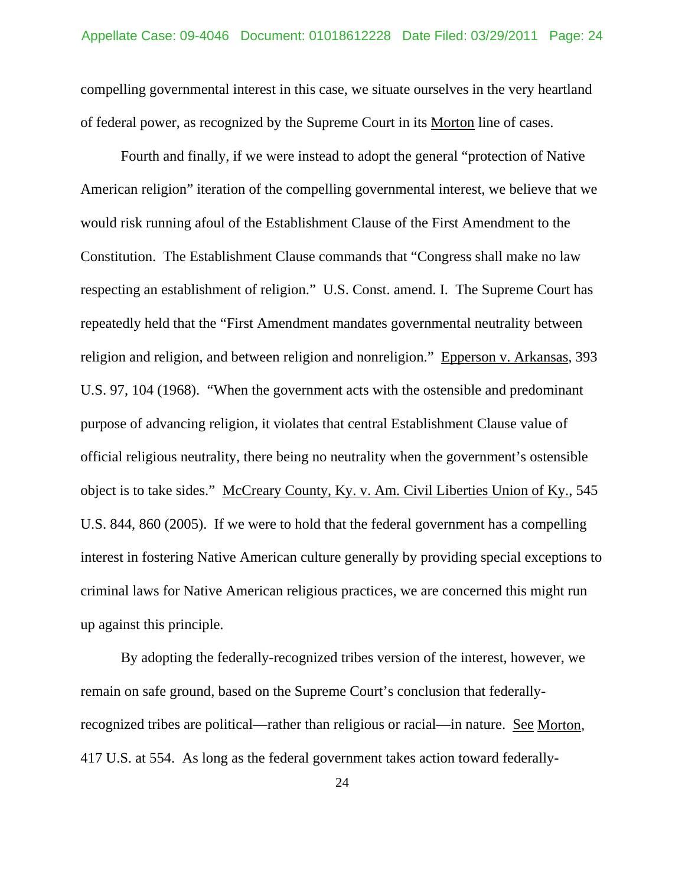compelling governmental interest in this case, we situate ourselves in the very heartland of federal power, as recognized by the Supreme Court in its Morton line of cases.

Fourth and finally, if we were instead to adopt the general "protection of Native American religion" iteration of the compelling governmental interest, we believe that we would risk running afoul of the Establishment Clause of the First Amendment to the Constitution. The Establishment Clause commands that "Congress shall make no law respecting an establishment of religion." U.S. Const. amend. I. The Supreme Court has repeatedly held that the "First Amendment mandates governmental neutrality between religion and religion, and between religion and nonreligion." Epperson v. Arkansas, 393 U.S. 97, 104 (1968). "When the government acts with the ostensible and predominant purpose of advancing religion, it violates that central Establishment Clause value of official religious neutrality, there being no neutrality when the government's ostensible object is to take sides." McCreary County, Ky. v. Am. Civil Liberties Union of Ky., 545 U.S. 844, 860 (2005). If we were to hold that the federal government has a compelling interest in fostering Native American culture generally by providing special exceptions to criminal laws for Native American religious practices, we are concerned this might run up against this principle.

By adopting the federally-recognized tribes version of the interest, however, we remain on safe ground, based on the Supreme Court's conclusion that federally-recognized tribes are political—rather than religious or racial—in nature. See Morton, 417 U.S. at 554. As long as the federal government takes action toward federally-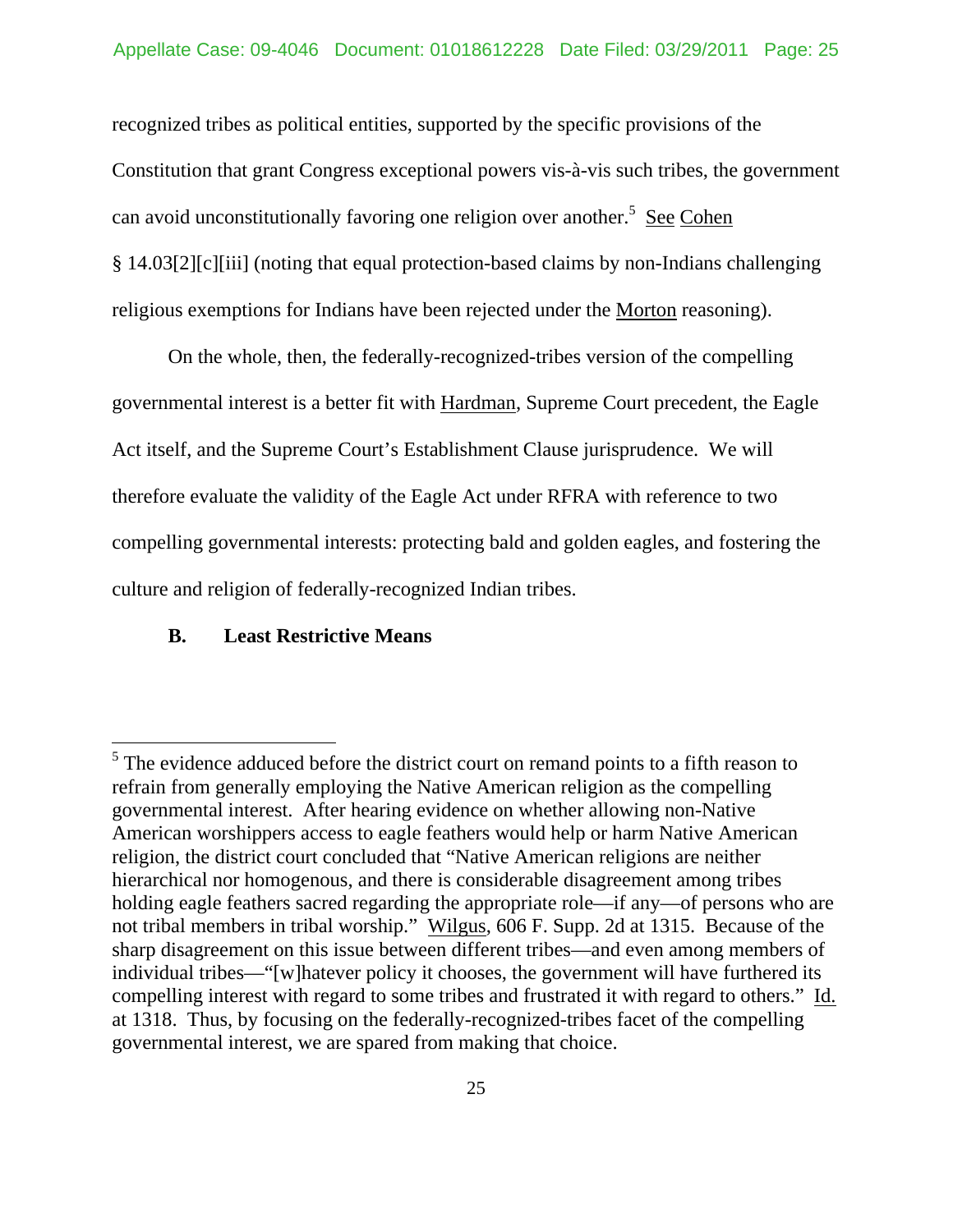recognized tribes as political entities, supported by the specific provisions of the Constitution that grant Congress exceptional powers vis-à-vis such tribes, the government can avoid unconstitutionally favoring one religion over another.[5] See Cohen § 14.03[2][c][iii] (noting that equal protection-based claims by non-Indians challenging religious exemptions for Indians have been rejected under the Morton reasoning).

On the whole, then, the federally-recognized-tribes version of the compelling governmental interest is a better fit with Hardman, Supreme Court precedent, the Eagle Act itself, and the Supreme Court's Establishment Clause jurisprudence. We will therefore evaluate the validity of the Eagle Act under RFRA with reference to two compelling governmental interests: protecting bald and golden eagles, and fostering the culture and religion of federally-recognized Indian tribes.

### B. Least Restrictive Means

---

[5] The evidence adduced before the district court on remand points to a fifth reason to refrain from generally employing the Native American religion as the compelling governmental interest. After hearing evidence on whether allowing non-Native American worshippers access to eagle feathers would help or harm Native American religion, the district court concluded that "Native American religions are neither hierarchical nor homogenous, and there is considerable disagreement among tribes holding eagle feathers sacred regarding the appropriate role—if any—of persons who are not tribal members in tribal worship." Wilgus, 606 F. Supp. 2d at 1315. Because of the sharp disagreement on this issue between different tribes—and even among members of individual tribes—"[w]hatever policy it chooses, the government will have furthered its compelling interest with regard to some tribes and frustrated it with regard to others." Id. at 1318. Thus, by focusing on the federally-recognized-tribes facet of the compelling governmental interest, we are spared from making that choice.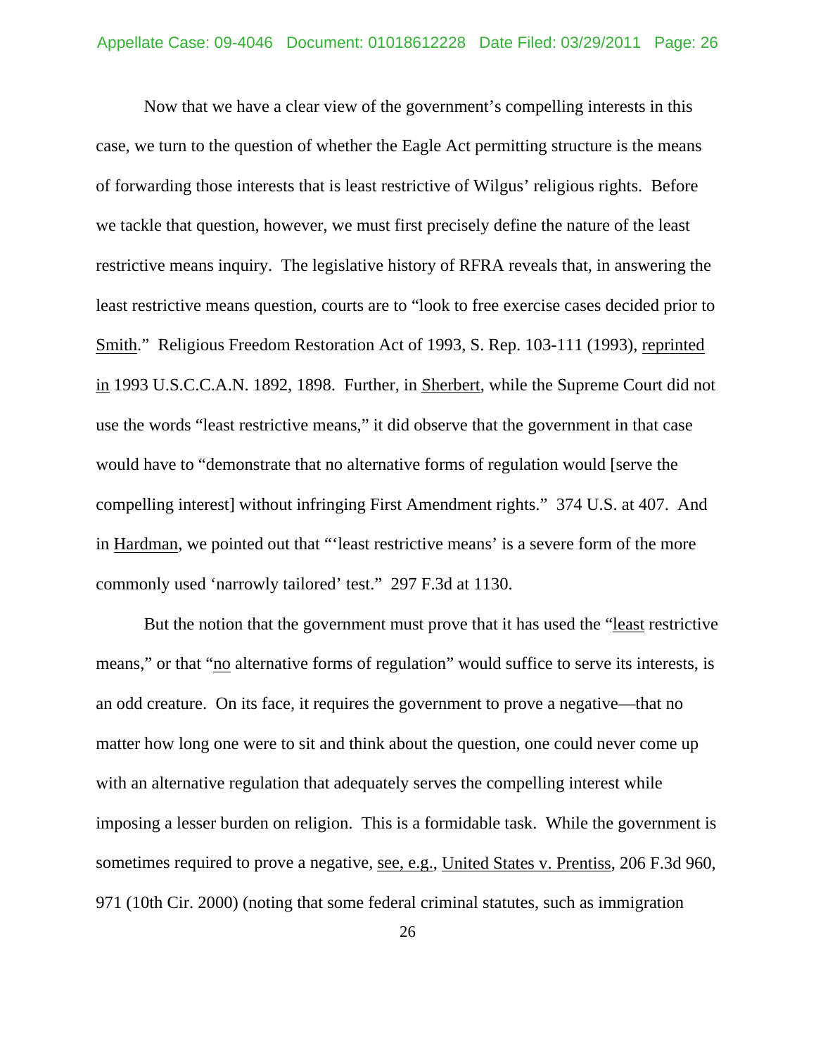Now that we have a clear view of the government's compelling interests in this case, we turn to the question of whether the Eagle Act permitting structure is the means of forwarding those interests that is least restrictive of Wilgus' religious rights. Before we tackle that question, however, we must first precisely define the nature of the least restrictive means inquiry. The legislative history of RFRA reveals that, in answering the least restrictive means question, courts are to "look to free exercise cases decided prior to Smith." Religious Freedom Restoration Act of 1993, S. Rep. 103-111 (1993), reprinted in 1993 U.S.C.C.A.N. 1892, 1898. Further, in Sherbert, while the Supreme Court did not use the words "least restrictive means," it did observe that the government in that case would have to "demonstrate that no alternative forms of regulation would [serve the compelling interest] without infringing First Amendment rights." 374 U.S. at 407. And in Hardman, we pointed out that "'least restrictive means' is a severe form of the more commonly used 'narrowly tailored' test." 297 F.3d at 1130.

But the notion that the government must prove that it has used the "least restrictive means," or that "no alternative forms of regulation" would suffice to serve its interests, is an odd creature. On its face, it requires the government to prove a negative—that no matter how long one were to sit and think about the question, one could never come up with an alternative regulation that adequately serves the compelling interest while imposing a lesser burden on religion. This is a formidable task. While the government is sometimes required to prove a negative, see, e.g., United States v. Prentiss, 206 F.3d 960, 971 (10th Cir. 2000) (noting that some federal criminal statutes, such as immigration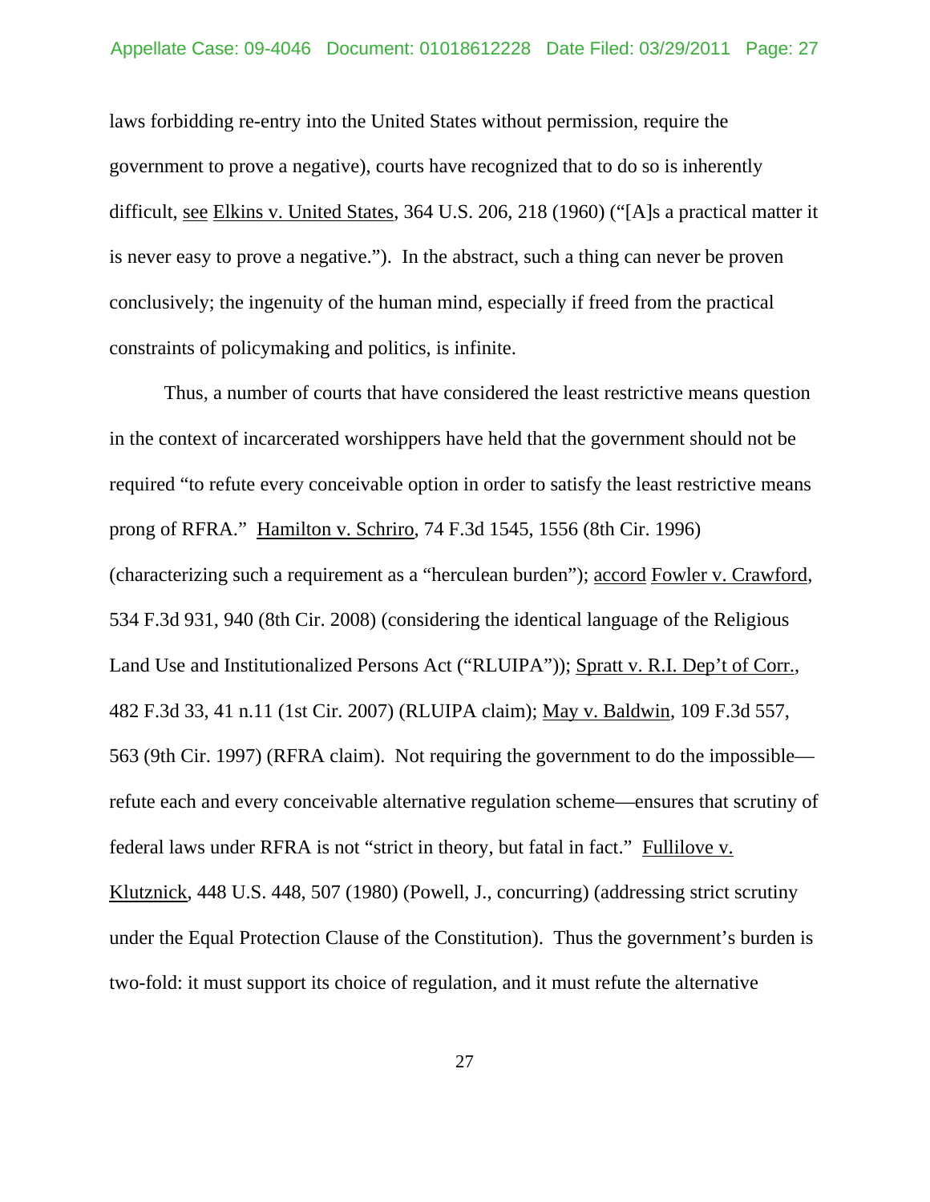laws forbidding re-entry into the United States without permission, require the government to prove a negative), courts have recognized that to do so is inherently difficult, see Elkins v. United States, 364 U.S. 206, 218 (1960) ("[A]s a practical matter it is never easy to prove a negative."). In the abstract, such a thing can never be proven conclusively; the ingenuity of the human mind, especially if freed from the practical constraints of policymaking and politics, is infinite.

Thus, a number of courts that have considered the least restrictive means question in the context of incarcerated worshippers have held that the government should not be required "to refute every conceivable option in order to satisfy the least restrictive means prong of RFRA." Hamilton v. Schriro, 74 F.3d 1545, 1556 (8th Cir. 1996) (characterizing such a requirement as a "herculean burden"); accord Fowler v. Crawford, 534 F.3d 931, 940 (8th Cir. 2008) (considering the identical language of the Religious Land Use and Institutionalized Persons Act ("RLUIPA")); Spratt v. R.I. Dep't of Corr., 482 F.3d 33, 41 n.11 (1st Cir. 2007) (RLUIPA claim); May v. Baldwin, 109 F.3d 557, 563 (9th Cir. 1997) (RFRA claim). Not requiring the government to do the impossible—refute each and every conceivable alternative regulation scheme—ensures that scrutiny of federal laws under RFRA is not "strict in theory, but fatal in fact." Fullilove v. Klutznick, 448 U.S. 448, 507 (1980) (Powell, J., concurring) (addressing strict scrutiny under the Equal Protection Clause of the Constitution). Thus the government's burden is two-fold: it must support its choice of regulation, and it must refute the alternative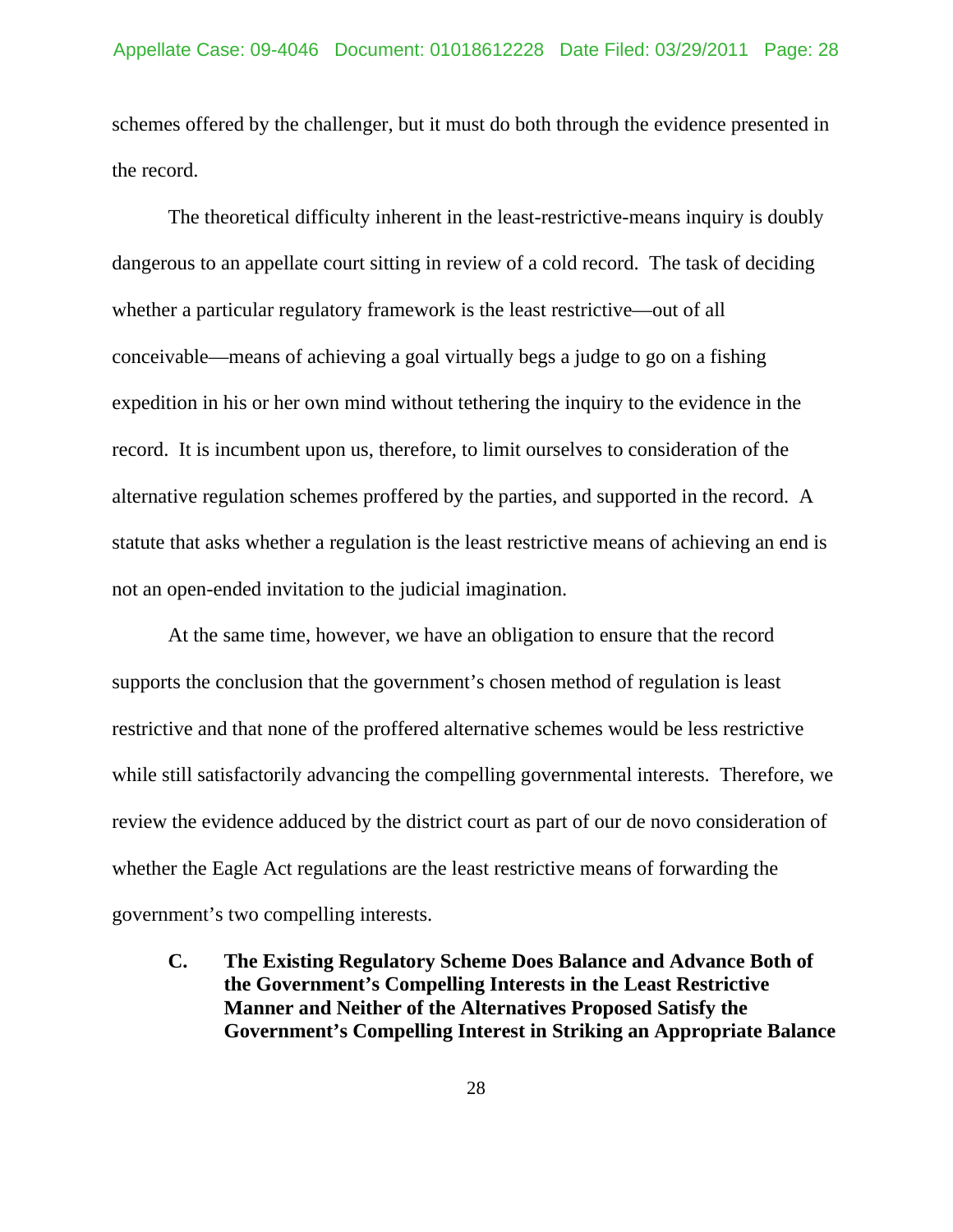schemes offered by the challenger, but it must do both through the evidence presented in the record.

The theoretical difficulty inherent in the least-restrictive-means inquiry is doubly dangerous to an appellate court sitting in review of a cold record. The task of deciding whether a particular regulatory framework is the least restrictive—out of all conceivable—means of achieving a goal virtually begs a judge to go on a fishing expedition in his or her own mind without tethering the inquiry to the evidence in the record. It is incumbent upon us, therefore, to limit ourselves to consideration of the alternative regulation schemes proffered by the parties, and supported in the record. A statute that asks whether a regulation is the least restrictive means of achieving an end is not an open-ended invitation to the judicial imagination.

At the same time, however, we have an obligation to ensure that the record supports the conclusion that the government's chosen method of regulation is least restrictive and that none of the proffered alternative schemes would be less restrictive while still satisfactorily advancing the compelling governmental interests. Therefore, we review the evidence adduced by the district court as part of our de novo consideration of whether the Eagle Act regulations are the least restrictive means of forwarding the government's two compelling interests.

### C. The Existing Regulatory Scheme Does Balance and Advance Both of the Government's Compelling Interests in the Least Restrictive Manner and Neither of the Alternatives Proposed Satisfy the Government's Compelling Interest in Striking an Appropriate Balance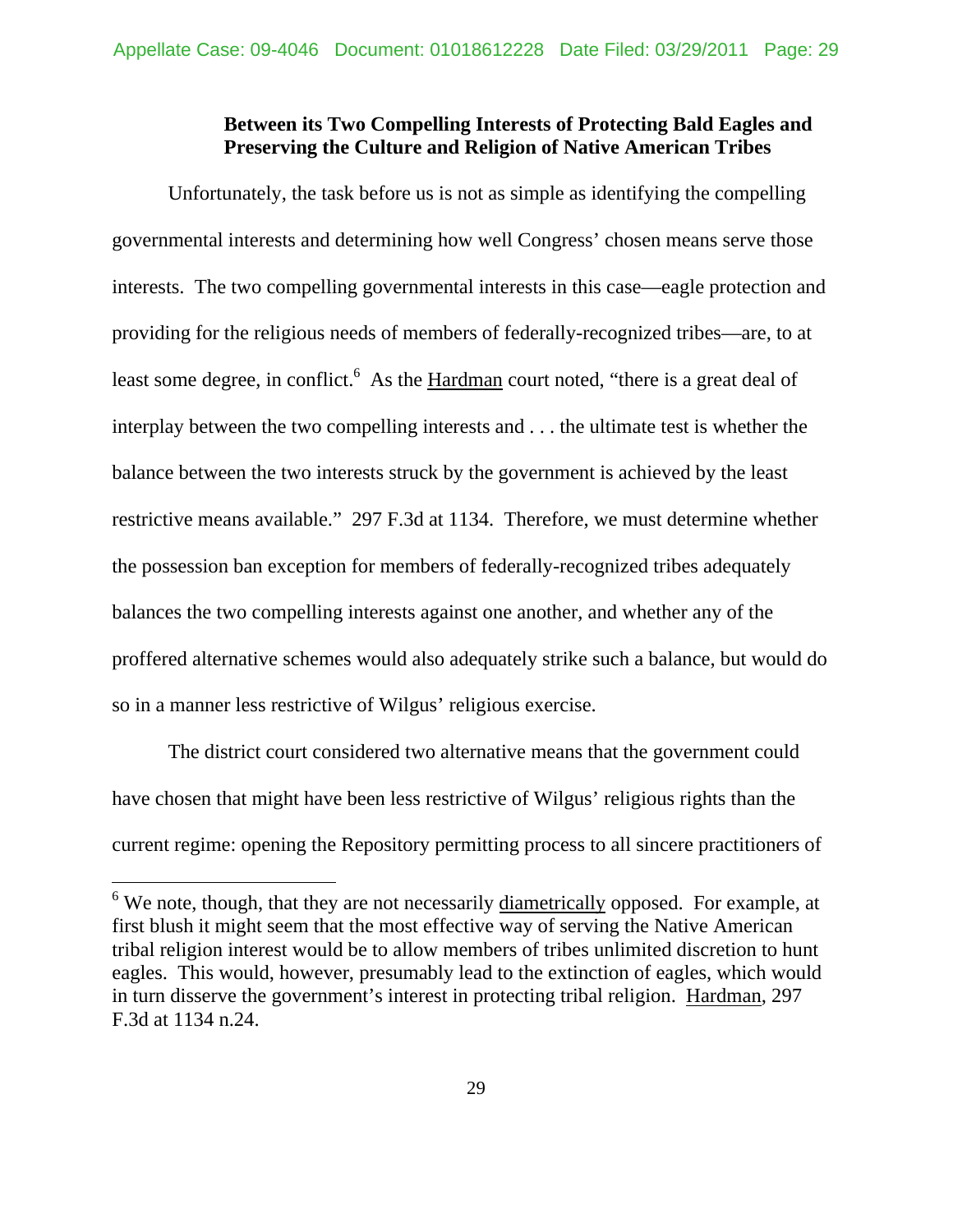**Between its Two Compelling Interests of Protecting Bald Eagles and Preserving the Culture and Religion of Native American Tribes**

Unfortunately, the task before us is not as simple as identifying the compelling governmental interests and determining how well Congress' chosen means serve those interests. The two compelling governmental interests in this case—eagle protection and providing for the religious needs of members of federally-recognized tribes—are, to at least some degree, in conflict.[6] As the Hardman court noted, "there is a great deal of interplay between the two compelling interests and . . . the ultimate test is whether the balance between the two interests struck by the government is achieved by the least restrictive means available." 297 F.3d at 1134. Therefore, we must determine whether the possession ban exception for members of federally-recognized tribes adequately balances the two compelling interests against one another, and whether any of the proffered alternative schemes would also adequately strike such a balance, but would do so in a manner less restrictive of Wilgus' religious exercise.

The district court considered two alternative means that the government could have chosen that might have been less restrictive of Wilgus' religious rights than the current regime: opening the Repository permitting process to all sincere practitioners of

[6] We note, though, that they are not necessarily diametrically opposed. For example, at first blush it might seem that the most effective way of serving the Native American tribal religion interest would be to allow members of tribes unlimited discretion to hunt eagles. This would, however, presumably lead to the extinction of eagles, which would in turn disserve the government's interest in protecting tribal religion. Hardman, 297 F.3d at 1134 n.24.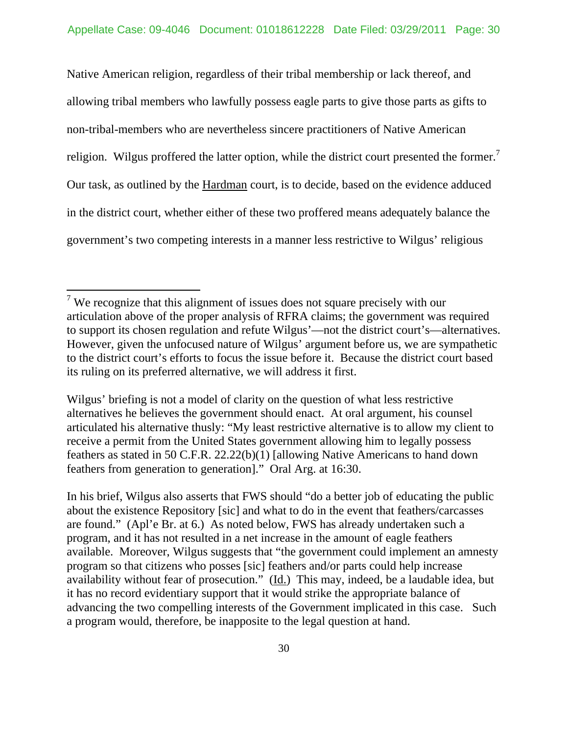Native American religion, regardless of their tribal membership or lack thereof, and allowing tribal members who lawfully possess eagle parts to give those parts as gifts to non-tribal-members who are nevertheless sincere practitioners of Native American religion. Wilgus proffered the latter option, while the district court presented the former.[7] Our task, as outlined by the Hardman court, is to decide, based on the evidence adduced in the district court, whether either of these two proffered means adequately balance the government's two competing interests in a manner less restrictive to Wilgus' religious

---

[7] We recognize that this alignment of issues does not square precisely with our articulation above of the proper analysis of RFRA claims; the government was required to support its chosen regulation and refute Wilgus'—not the district court's—alternatives. However, given the unfocused nature of Wilgus' argument before us, we are sympathetic to the district court's efforts to focus the issue before it. Because the district court based its ruling on its preferred alternative, we will address it first.

Wilgus' briefing is not a model of clarity on the question of what less restrictive alternatives he believes the government should enact. At oral argument, his counsel articulated his alternative thusly: "My least restrictive alternative is to allow my client to receive a permit from the United States government allowing him to legally possess feathers as stated in 50 C.F.R. 22.22(b)(1) [allowing Native Americans to hand down feathers from generation to generation]." Oral Arg. at 16:30.

In his brief, Wilgus also asserts that FWS should "do a better job of educating the public about the existence Repository [sic] and what to do in the event that feathers/carcasses are found." (Apl'e Br. at 6.) As noted below, FWS has already undertaken such a program, and it has not resulted in a net increase in the amount of eagle feathers available. Moreover, Wilgus suggests that "the government could implement an amnesty program so that citizens who posses [sic] feathers and/or parts could help increase availability without fear of prosecution." (Id.) This may, indeed, be a laudable idea, but it has no record evidentiary support that it would strike the appropriate balance of advancing the two compelling interests of the Government implicated in this case. Such a program would, therefore, be inapposite to the legal question at hand.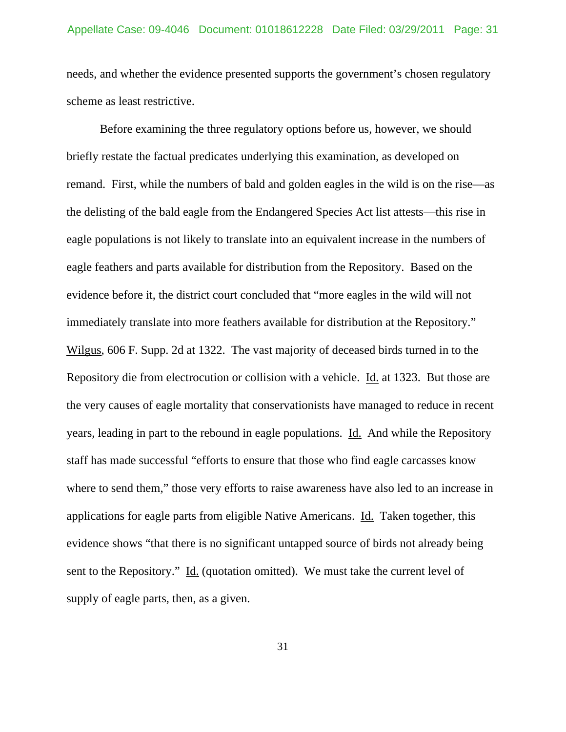needs, and whether the evidence presented supports the government's chosen regulatory scheme as least restrictive.

Before examining the three regulatory options before us, however, we should briefly restate the factual predicates underlying this examination, as developed on remand. First, while the numbers of bald and golden eagles in the wild is on the rise—as the delisting of the bald eagle from the Endangered Species Act list attests—this rise in eagle populations is not likely to translate into an equivalent increase in the numbers of eagle feathers and parts available for distribution from the Repository. Based on the evidence before it, the district court concluded that "more eagles in the wild will not immediately translate into more feathers available for distribution at the Repository." Wilgus, 606 F. Supp. 2d at 1322. The vast majority of deceased birds turned in to the Repository die from electrocution or collision with a vehicle. Id. at 1323. But those are the very causes of eagle mortality that conservationists have managed to reduce in recent years, leading in part to the rebound in eagle populations. Id. And while the Repository staff has made successful "efforts to ensure that those who find eagle carcasses know where to send them," those very efforts to raise awareness have also led to an increase in applications for eagle parts from eligible Native Americans. Id. Taken together, this evidence shows "that there is no significant untapped source of birds not already being sent to the Repository." Id. (quotation omitted). We must take the current level of supply of eagle parts, then, as a given.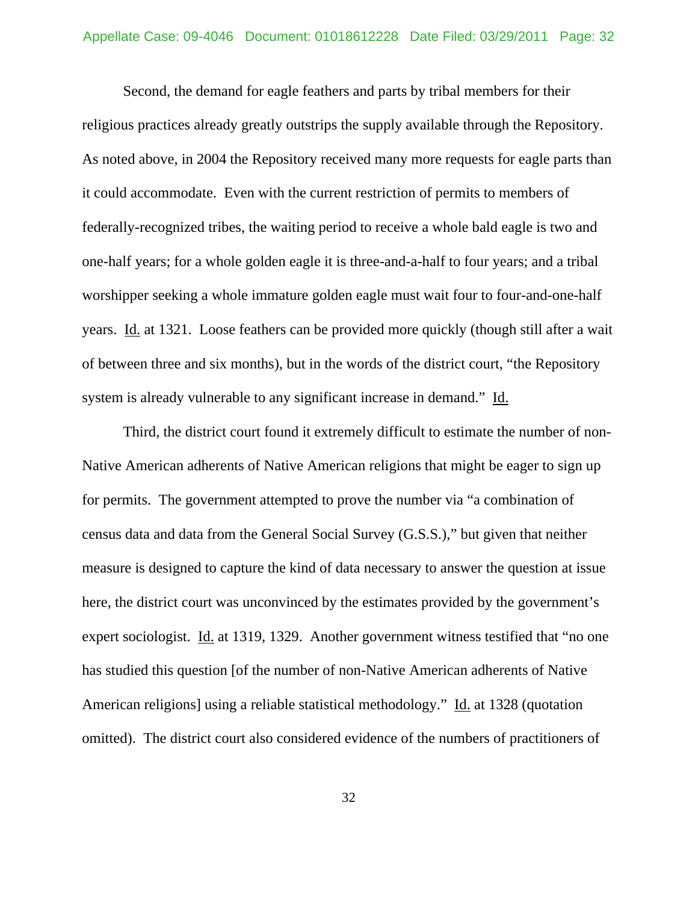Second, the demand for eagle feathers and parts by tribal members for their religious practices already greatly outstrips the supply available through the Repository. As noted above, in 2004 the Repository received many more requests for eagle parts than it could accommodate. Even with the current restriction of permits to members of federally-recognized tribes, the waiting period to receive a whole bald eagle is two and one-half years; for a whole golden eagle it is three-and-a-half to four years; and a tribal worshipper seeking a whole immature golden eagle must wait four to four-and-one-half years. Id. at 1321. Loose feathers can be provided more quickly (though still after a wait of between three and six months), but in the words of the district court, "the Repository system is already vulnerable to any significant increase in demand." Id.

Third, the district court found it extremely difficult to estimate the number of non-Native American adherents of Native American religions that might be eager to sign up for permits. The government attempted to prove the number via "a combination of census data and data from the General Social Survey (G.S.S.)," but given that neither measure is designed to capture the kind of data necessary to answer the question at issue here, the district court was unconvinced by the estimates provided by the government's expert sociologist. Id. at 1319, 1329. Another government witness testified that "no one has studied this question [of the number of non-Native American adherents of Native American religions] using a reliable statistical methodology." Id. at 1328 (quotation omitted). The district court also considered evidence of the numbers of practitioners of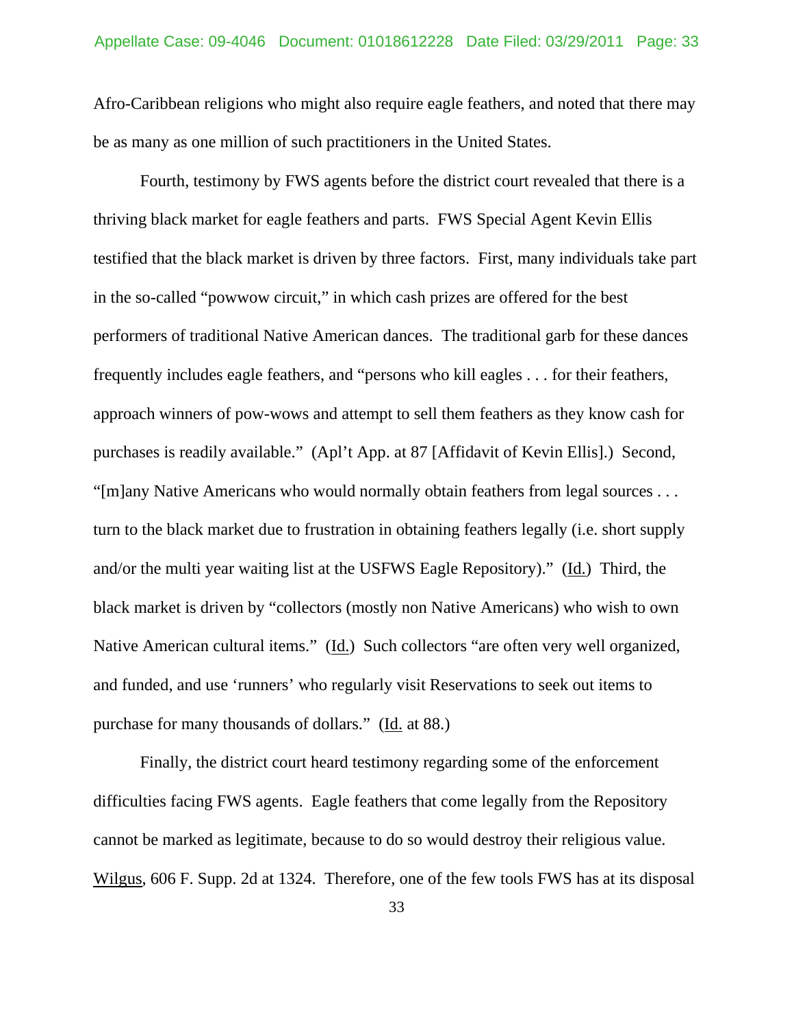Afro-Caribbean religions who might also require eagle feathers, and noted that there may be as many as one million of such practitioners in the United States.

Fourth, testimony by FWS agents before the district court revealed that there is a thriving black market for eagle feathers and parts. FWS Special Agent Kevin Ellis testified that the black market is driven by three factors. First, many individuals take part in the so-called "powwow circuit," in which cash prizes are offered for the best performers of traditional Native American dances. The traditional garb for these dances frequently includes eagle feathers, and "persons who kill eagles . . . for their feathers, approach winners of pow-wows and attempt to sell them feathers as they know cash for purchases is readily available." (Apl't App. at 87 [Affidavit of Kevin Ellis].) Second, "[m]any Native Americans who would normally obtain feathers from legal sources . . . turn to the black market due to frustration in obtaining feathers legally (i.e. short supply and/or the multi year waiting list at the USFWS Eagle Repository)." (Id.) Third, the black market is driven by "collectors (mostly non Native Americans) who wish to own Native American cultural items." (Id.) Such collectors "are often very well organized, and funded, and use 'runners' who regularly visit Reservations to seek out items to purchase for many thousands of dollars." (Id. at 88.)

Finally, the district court heard testimony regarding some of the enforcement difficulties facing FWS agents. Eagle feathers that come legally from the Repository cannot be marked as legitimate, because to do so would destroy their religious value. Wilgus, 606 F. Supp. 2d at 1324. Therefore, one of the few tools FWS has at its disposal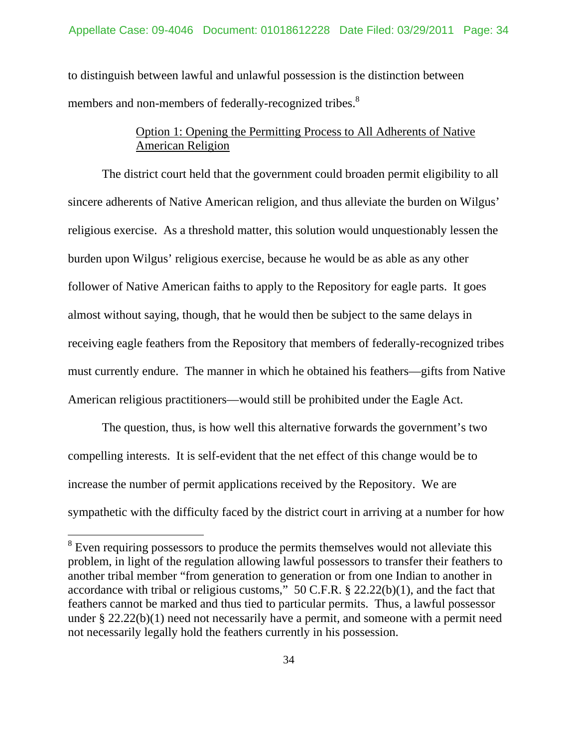to distinguish between lawful and unlawful possession is the distinction between members and non-members of federally-recognized tribes.[8]

Option 1: Opening the Permitting Process to All Adherents of Native American Religion

The district court held that the government could broaden permit eligibility to all sincere adherents of Native American religion, and thus alleviate the burden on Wilgus' religious exercise. As a threshold matter, this solution would unquestionably lessen the burden upon Wilgus' religious exercise, because he would be as able as any other follower of Native American faiths to apply to the Repository for eagle parts. It goes almost without saying, though, that he would then be subject to the same delays in receiving eagle feathers from the Repository that members of federally-recognized tribes must currently endure. The manner in which he obtained his feathers—gifts from Native American religious practitioners—would still be prohibited under the Eagle Act.

The question, thus, is how well this alternative forwards the government's two compelling interests. It is self-evident that the net effect of this change would be to increase the number of permit applications received by the Repository. We are sympathetic with the difficulty faced by the district court in arriving at a number for how

---

[8] Even requiring possessors to produce the permits themselves would not alleviate this problem, in light of the regulation allowing lawful possessors to transfer their feathers to another tribal member "from generation to generation or from one Indian to another in accordance with tribal or religious customs," 50 C.F.R. § 22.22(b)(1), and the fact that feathers cannot be marked and thus tied to particular permits. Thus, a lawful possessor under § 22.22(b)(1) need not necessarily have a permit, and someone with a permit need not necessarily legally hold the feathers currently in his possession.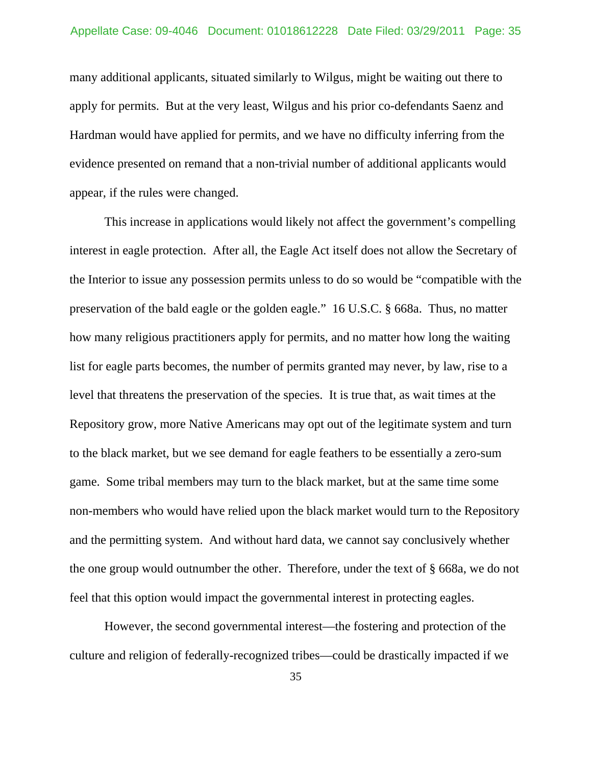many additional applicants, situated similarly to Wilgus, might be waiting out there to apply for permits. But at the very least, Wilgus and his prior co-defendants Saenz and Hardman would have applied for permits, and we have no difficulty inferring from the evidence presented on remand that a non-trivial number of additional applicants would appear, if the rules were changed.

This increase in applications would likely not affect the government's compelling interest in eagle protection. After all, the Eagle Act itself does not allow the Secretary of the Interior to issue any possession permits unless to do so would be "compatible with the preservation of the bald eagle or the golden eagle." 16 U.S.C. § 668a. Thus, no matter how many religious practitioners apply for permits, and no matter how long the waiting list for eagle parts becomes, the number of permits granted may never, by law, rise to a level that threatens the preservation of the species. It is true that, as wait times at the Repository grow, more Native Americans may opt out of the legitimate system and turn to the black market, but we see demand for eagle feathers to be essentially a zero-sum game. Some tribal members may turn to the black market, but at the same time some non-members who would have relied upon the black market would turn to the Repository and the permitting system. And without hard data, we cannot say conclusively whether the one group would outnumber the other. Therefore, under the text of § 668a, we do not feel that this option would impact the governmental interest in protecting eagles.

However, the second governmental interest—the fostering and protection of the culture and religion of federally-recognized tribes—could be drastically impacted if we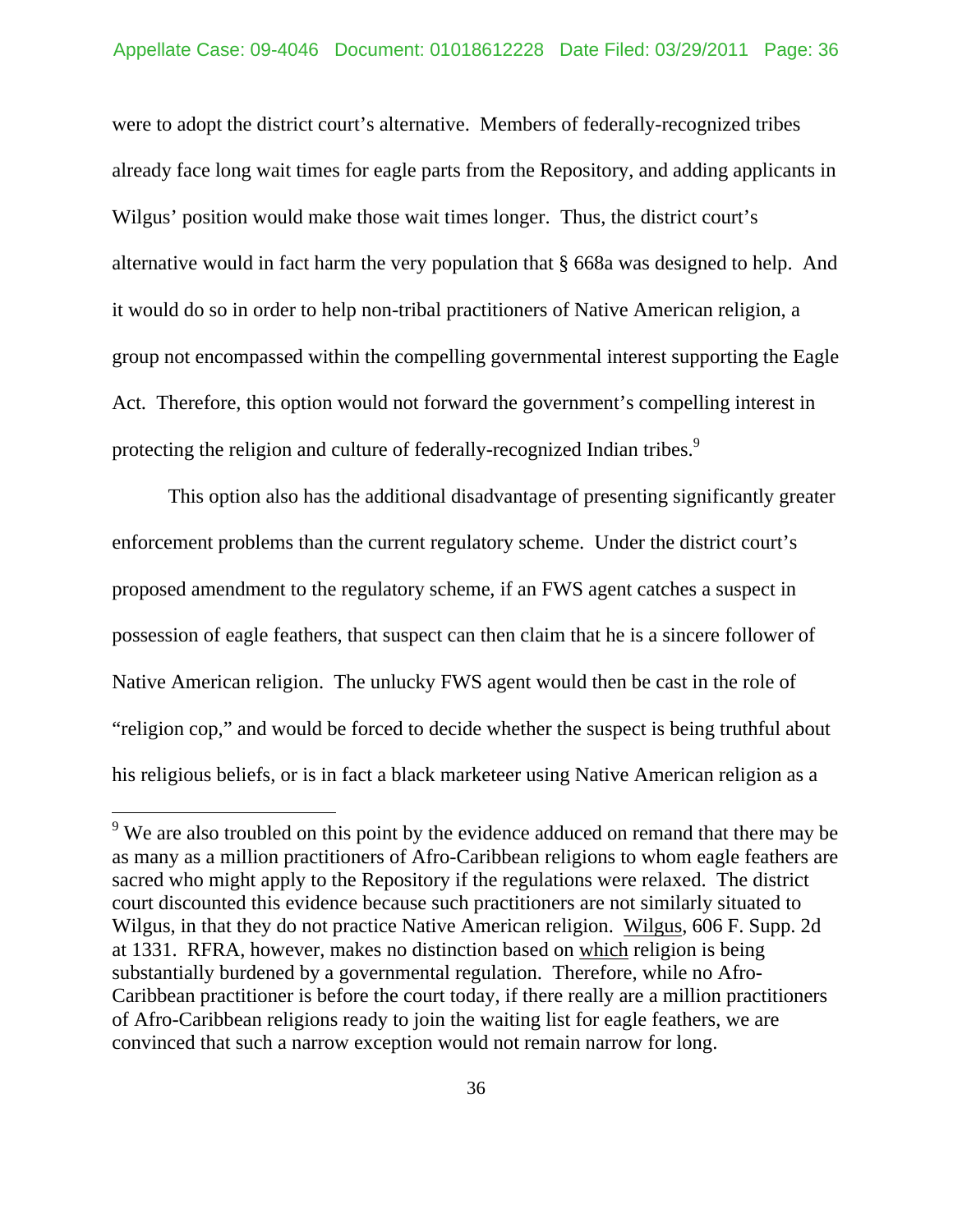were to adopt the district court's alternative. Members of federally-recognized tribes already face long wait times for eagle parts from the Repository, and adding applicants in Wilgus' position would make those wait times longer. Thus, the district court's alternative would in fact harm the very population that § 668a was designed to help. And it would do so in order to help non-tribal practitioners of Native American religion, a group not encompassed within the compelling governmental interest supporting the Eagle Act. Therefore, this option would not forward the government's compelling interest in protecting the religion and culture of federally-recognized Indian tribes.[9]

This option also has the additional disadvantage of presenting significantly greater enforcement problems than the current regulatory scheme. Under the district court's proposed amendment to the regulatory scheme, if an FWS agent catches a suspect in possession of eagle feathers, that suspect can then claim that he is a sincere follower of Native American religion. The unlucky FWS agent would then be cast in the role of "religion cop," and would be forced to decide whether the suspect is being truthful about his religious beliefs, or is in fact a black marketeer using Native American religion as a

[9] We are also troubled on this point by the evidence adduced on remand that there may be as many as a million practitioners of Afro-Caribbean religions to whom eagle feathers are sacred who might apply to the Repository if the regulations were relaxed. The district court discounted this evidence because such practitioners are not similarly situated to Wilgus, in that they do not practice Native American religion. Wilgus, 606 F. Supp. 2d at 1331. RFRA, however, makes no distinction based on which religion is being substantially burdened by a governmental regulation. Therefore, while no Afro-Caribbean practitioner is before the court today, if there really are a million practitioners of Afro-Caribbean religions ready to join the waiting list for eagle feathers, we are convinced that such a narrow exception would not remain narrow for long.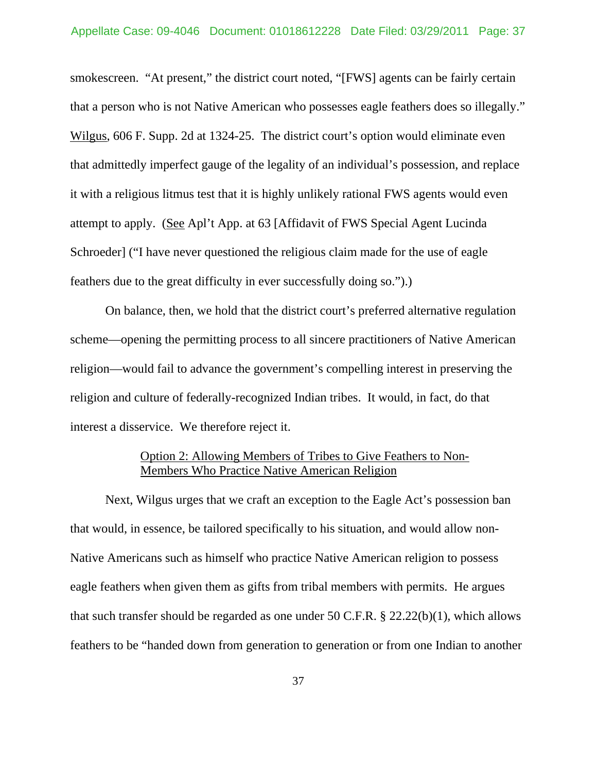smokescreen. "At present," the district court noted, "[FWS] agents can be fairly certain that a person who is not Native American who possesses eagle feathers does so illegally." Wilgus, 606 F. Supp. 2d at 1324-25. The district court's option would eliminate even that admittedly imperfect gauge of the legality of an individual's possession, and replace it with a religious litmus test that it is highly unlikely rational FWS agents would even attempt to apply. (See Apl't App. at 63 [Affidavit of FWS Special Agent Lucinda Schroeder] ("I have never questioned the religious claim made for the use of eagle feathers due to the great difficulty in ever successfully doing so.").)

On balance, then, we hold that the district court's preferred alternative regulation scheme—opening the permitting process to all sincere practitioners of Native American religion—would fail to advance the government's compelling interest in preserving the religion and culture of federally-recognized Indian tribes. It would, in fact, do that interest a disservice. We therefore reject it.

Option 2: Allowing Members of Tribes to Give Feathers to Non-Members Who Practice Native American Religion

Next, Wilgus urges that we craft an exception to the Eagle Act's possession ban that would, in essence, be tailored specifically to his situation, and would allow non-Native Americans such as himself who practice Native American religion to possess eagle feathers when given them as gifts from tribal members with permits. He argues that such transfer should be regarded as one under 50 C.F.R. § 22.22(b)(1), which allows feathers to be "handed down from generation to generation or from one Indian to another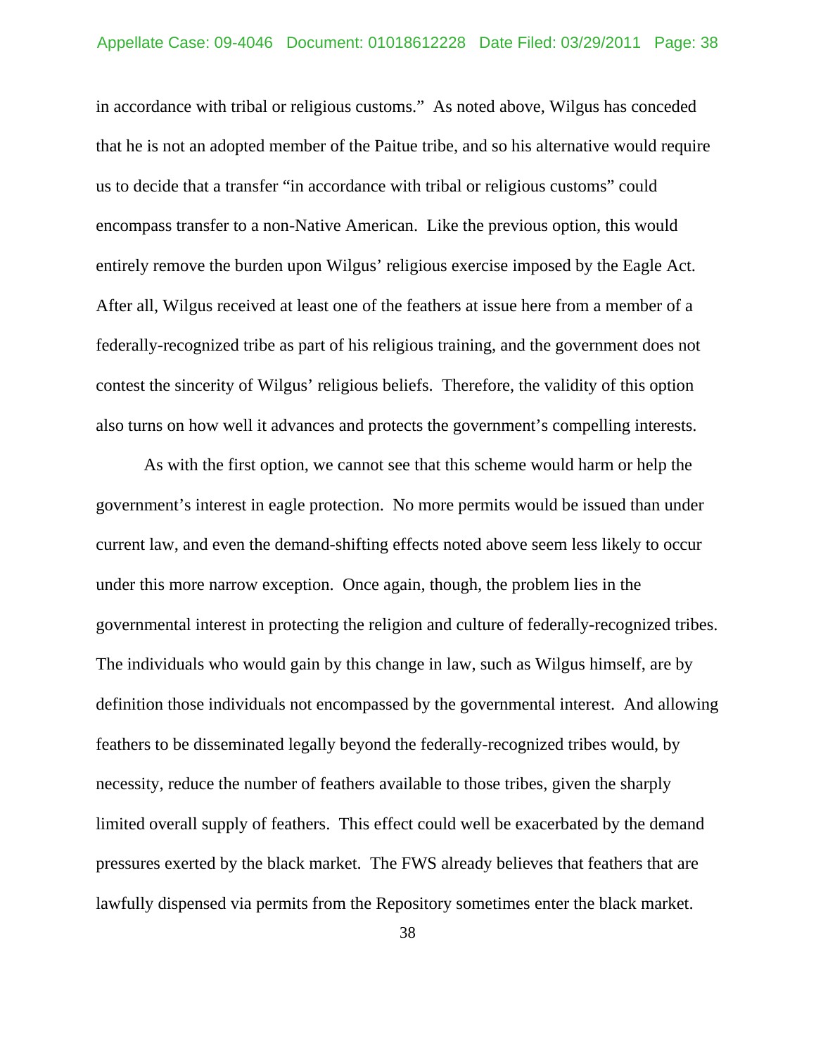in accordance with tribal or religious customs." As noted above, Wilgus has conceded that he is not an adopted member of the Paitue tribe, and so his alternative would require us to decide that a transfer "in accordance with tribal or religious customs" could encompass transfer to a non-Native American. Like the previous option, this would entirely remove the burden upon Wilgus' religious exercise imposed by the Eagle Act. After all, Wilgus received at least one of the feathers at issue here from a member of a federally-recognized tribe as part of his religious training, and the government does not contest the sincerity of Wilgus' religious beliefs. Therefore, the validity of this option also turns on how well it advances and protects the government's compelling interests.

As with the first option, we cannot see that this scheme would harm or help the government's interest in eagle protection. No more permits would be issued than under current law, and even the demand-shifting effects noted above seem less likely to occur under this more narrow exception. Once again, though, the problem lies in the governmental interest in protecting the religion and culture of federally-recognized tribes. The individuals who would gain by this change in law, such as Wilgus himself, are by definition those individuals not encompassed by the governmental interest. And allowing feathers to be disseminated legally beyond the federally-recognized tribes would, by necessity, reduce the number of feathers available to those tribes, given the sharply limited overall supply of feathers. This effect could well be exacerbated by the demand pressures exerted by the black market. The FWS already believes that feathers that are lawfully dispensed via permits from the Repository sometimes enter the black market.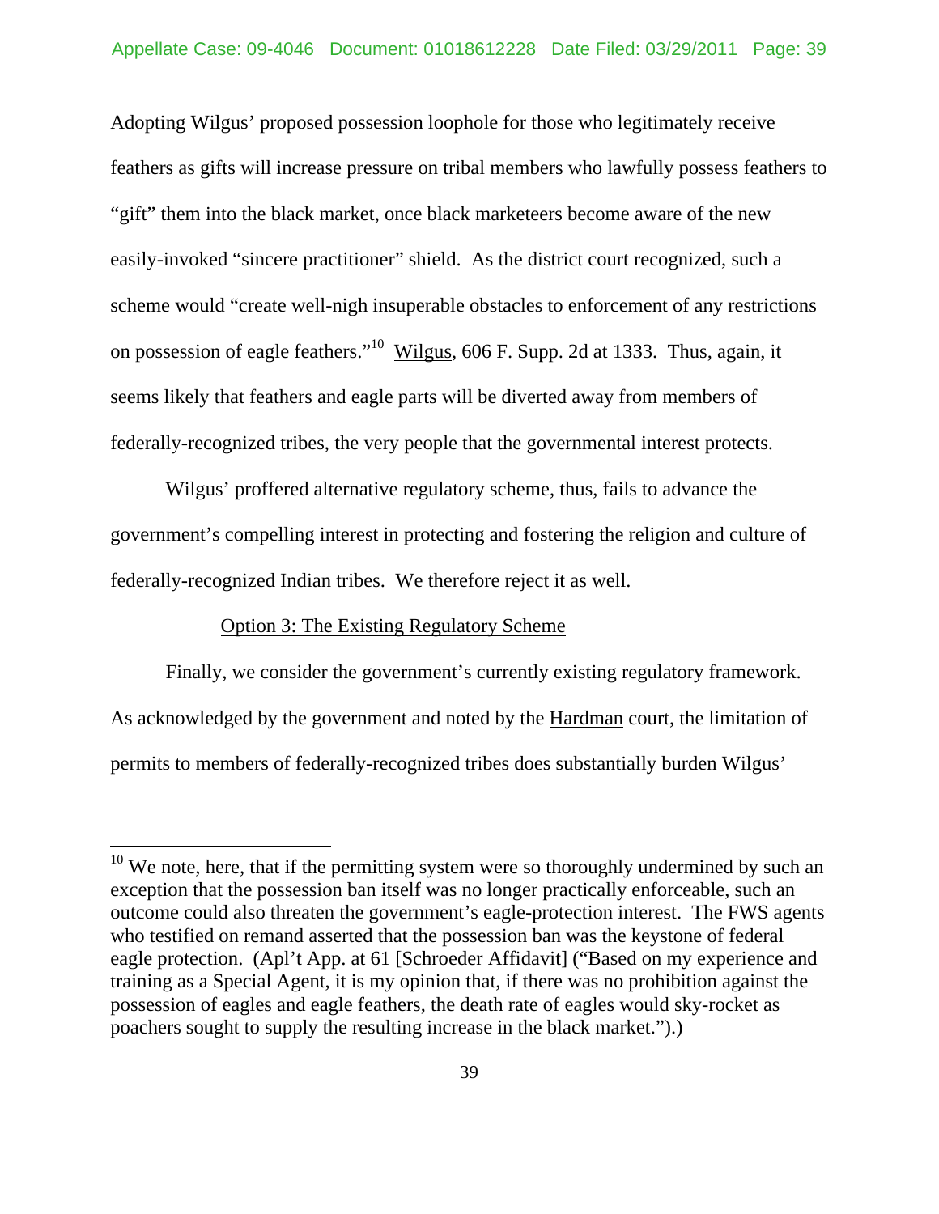Adopting Wilgus' proposed possession loophole for those who legitimately receive feathers as gifts will increase pressure on tribal members who lawfully possess feathers to "gift" them into the black market, once black marketeers become aware of the new easily-invoked "sincere practitioner" shield. As the district court recognized, such a scheme would "create well-nigh insuperable obstacles to enforcement of any restrictions on possession of eagle feathers."[10] Wilgus, 606 F. Supp. 2d at 1333. Thus, again, it seems likely that feathers and eagle parts will be diverted away from members of federally-recognized tribes, the very people that the governmental interest protects.

Wilgus' proffered alternative regulatory scheme, thus, fails to advance the government's compelling interest in protecting and fostering the religion and culture of federally-recognized Indian tribes. We therefore reject it as well.

Option 3: The Existing Regulatory Scheme

Finally, we consider the government's currently existing regulatory framework. As acknowledged by the government and noted by the Hardman court, the limitation of permits to members of federally-recognized tribes does substantially burden Wilgus'

[10] We note, here, that if the permitting system were so thoroughly undermined by such an exception that the possession ban itself was no longer practically enforceable, such an outcome could also threaten the government's eagle-protection interest. The FWS agents who testified on remand asserted that the possession ban was the keystone of federal eagle protection. (Apl't App. at 61 [Schroeder Affidavit] ("Based on my experience and training as a Special Agent, it is my opinion that, if there was no prohibition against the possession of eagles and eagle feathers, the death rate of eagles would sky-rocket as poachers sought to supply the resulting increase in the black market.").)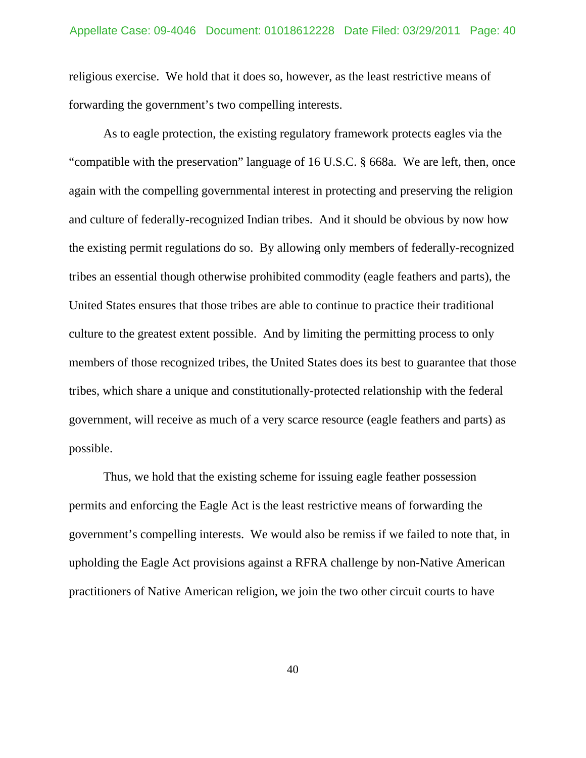religious exercise. We hold that it does so, however, as the least restrictive means of forwarding the government's two compelling interests.

As to eagle protection, the existing regulatory framework protects eagles via the "compatible with the preservation" language of 16 U.S.C. § 668a. We are left, then, once again with the compelling governmental interest in protecting and preserving the religion and culture of federally-recognized Indian tribes. And it should be obvious by now how the existing permit regulations do so. By allowing only members of federally-recognized tribes an essential though otherwise prohibited commodity (eagle feathers and parts), the United States ensures that those tribes are able to continue to practice their traditional culture to the greatest extent possible. And by limiting the permitting process to only members of those recognized tribes, the United States does its best to guarantee that those tribes, which share a unique and constitutionally-protected relationship with the federal government, will receive as much of a very scarce resource (eagle feathers and parts) as possible.

Thus, we hold that the existing scheme for issuing eagle feather possession permits and enforcing the Eagle Act is the least restrictive means of forwarding the government's compelling interests. We would also be remiss if we failed to note that, in upholding the Eagle Act provisions against a RFRA challenge by non-Native American practitioners of Native American religion, we join the two other circuit courts to have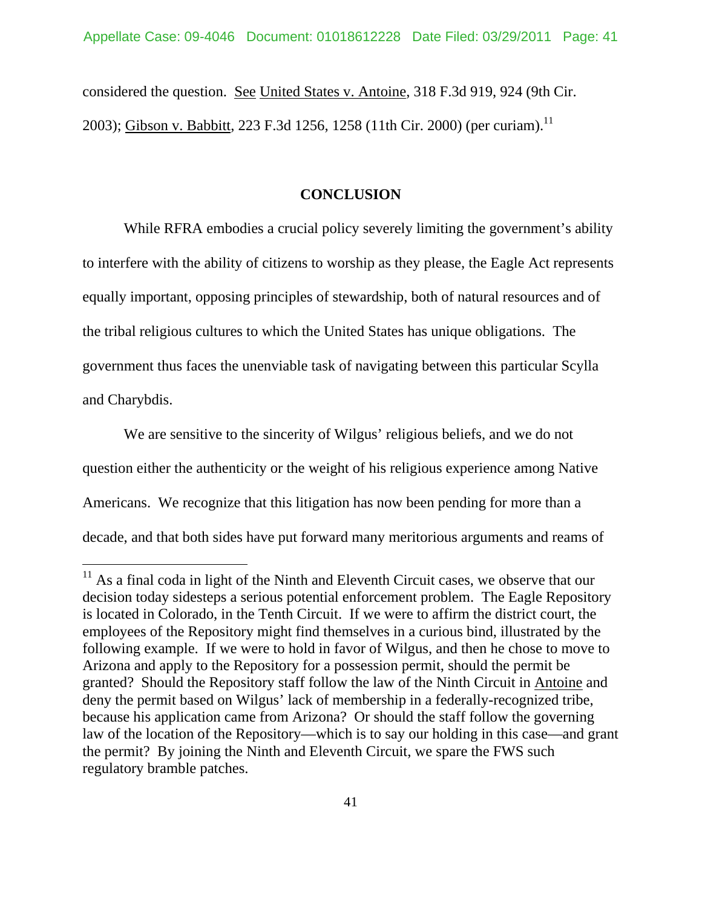considered the question. See United States v. Antoine, 318 F.3d 919, 924 (9th Cir. 2003); Gibson v. Babbitt, 223 F.3d 1256, 1258 (11th Cir. 2000) (per curiam).[11]

## CONCLUSION

While RFRA embodies a crucial policy severely limiting the government's ability to interfere with the ability of citizens to worship as they please, the Eagle Act represents equally important, opposing principles of stewardship, both of natural resources and of the tribal religious cultures to which the United States has unique obligations. The government thus faces the unenviable task of navigating between this particular Scylla and Charybdis.

We are sensitive to the sincerity of Wilgus' religious beliefs, and we do not question either the authenticity or the weight of his religious experience among Native Americans. We recognize that this litigation has now been pending for more than a decade, and that both sides have put forward many meritorious arguments and reams of

---

[11] As a final coda in light of the Ninth and Eleventh Circuit cases, we observe that our decision today sidesteps a serious potential enforcement problem. The Eagle Repository is located in Colorado, in the Tenth Circuit. If we were to affirm the district court, the employees of the Repository might find themselves in a curious bind, illustrated by the following example. If we were to hold in favor of Wilgus, and then he chose to move to Arizona and apply to the Repository for a possession permit, should the permit be granted? Should the Repository staff follow the law of the Ninth Circuit in Antoine and deny the permit based on Wilgus' lack of membership in a federally-recognized tribe, because his application came from Arizona? Or should the staff follow the governing law of the location of the Repository—which is to say our holding in this case—and grant the permit? By joining the Ninth and Eleventh Circuit, we spare the FWS such regulatory bramble patches.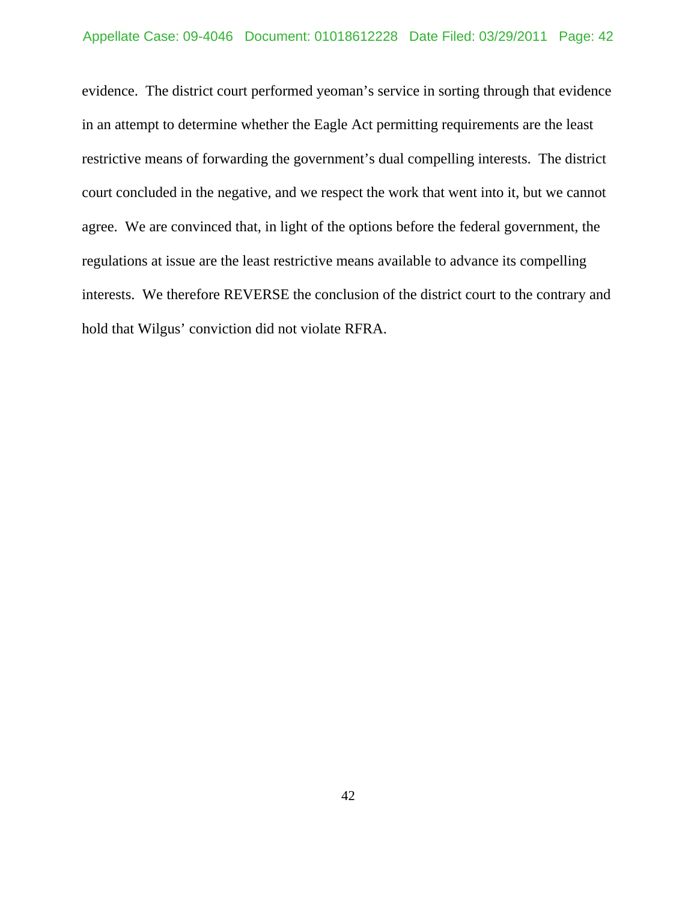evidence. The district court performed yeoman's service in sorting through that evidence in an attempt to determine whether the Eagle Act permitting requirements are the least restrictive means of forwarding the government's dual compelling interests. The district court concluded in the negative, and we respect the work that went into it, but we cannot agree. We are convinced that, in light of the options before the federal government, the regulations at issue are the least restrictive means available to advance its compelling interests. We therefore REVERSE the conclusion of the district court to the contrary and hold that Wilgus' conviction did not violate RFRA.